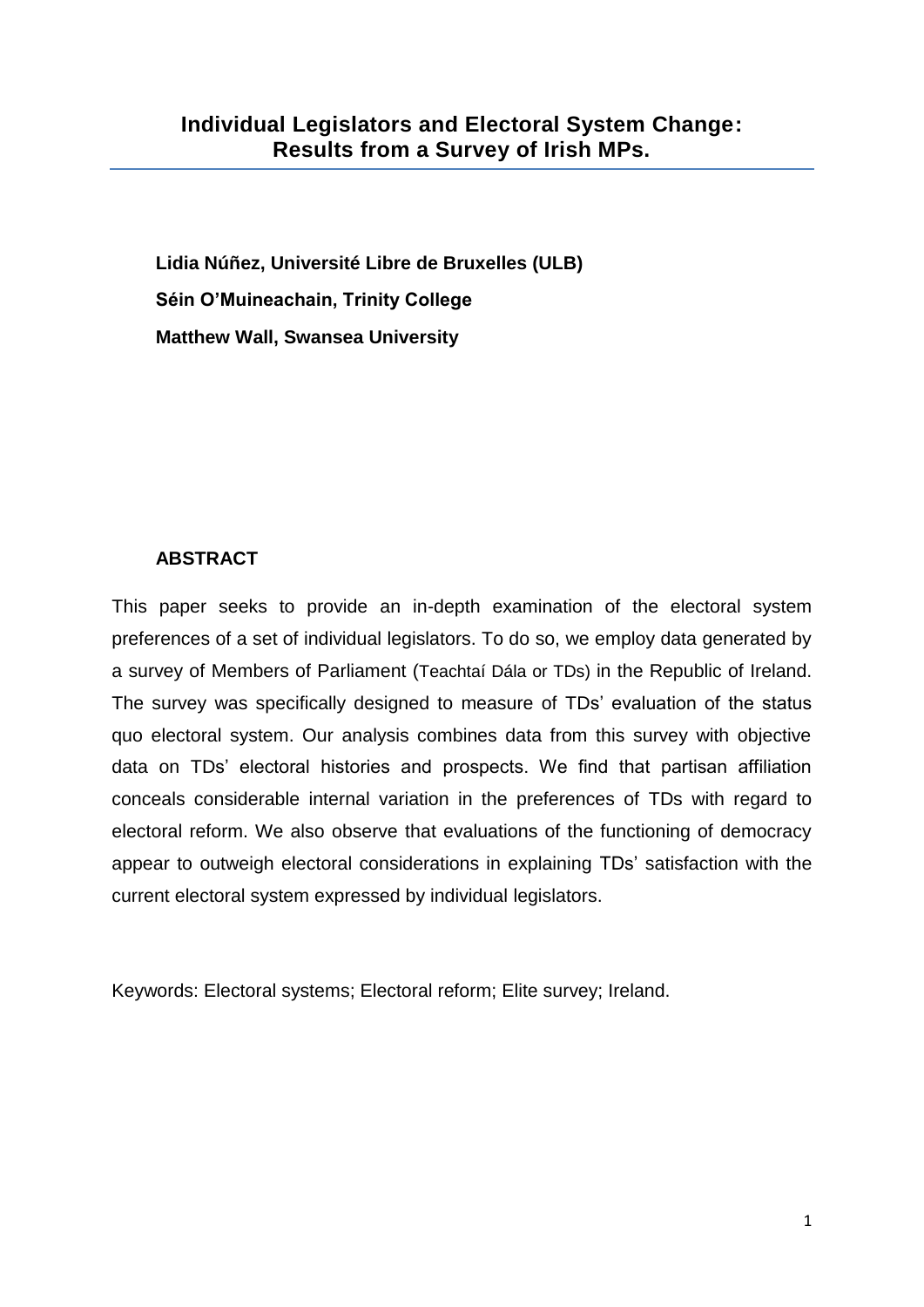# Individual Legislators and Electoral System Change: Results from a Survey of Irish MPs.

**Lidia Núñez, Université Libre de Bruxelles (ULB)**

**Séin O'Muineachain, Trinity College**

**Matthew Wall, Swansea University**

**ABSTRACT**

This paper seeks to provide an in-depth examination of the electoral system preferences of a set of individual legislators. To do so, we employ data generated by a survey of Members of Parliament (Teachtaí Dála or TDs) in the Republic of Ireland. The survey was specifically designed to measure of TDs' evaluation of the status quo electoral system. Our analysis combines data from this survey with objective data on TDs' electoral histories and prospects. We find that partisan affiliation conceals considerable internal variation in the preferences of TDs with regard to electoral reform. We also observe that evaluations of the functioning of democracy appear to outweigh electoral considerations in explaining TDs' satisfaction with the current electoral system expressed by individual legislators.

Keywords: Electoral systems; Electoral reform; Elite survey; Ireland.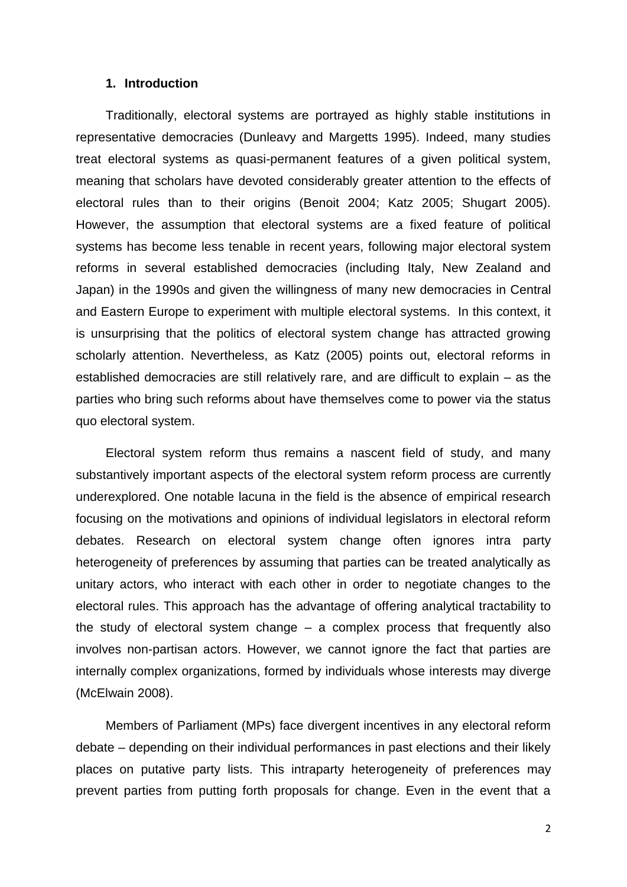## 1. Introduction

Traditionally, electoral systems are portrayed as highly stable institutions in representative democracies (Dunleavy and Margetts 1995). Indeed, many studies treat electoral systems as quasi-permanent features of a given political system, meaning that scholars have devoted considerably greater attention to the effects of electoral rules than to their origins (Benoit 2004; Katz 2005; Shugart 2005). However, the assumption that electoral systems are a fixed feature of political systems has become less tenable in recent years, following major electoral system reforms in several established democracies (including Italy, New Zealand and Japan) in the 1990s and given the willingness of many new democracies in Central and Eastern Europe to experiment with multiple electoral systems. In this context, it is unsurprising that the politics of electoral system change has attracted growing scholarly attention. Nevertheless, as Katz (2005) points out, electoral reforms in established democracies are still relatively rare, and are difficult to explain – as the parties who bring such reforms about have themselves come to power via the status quo electoral system.

Electoral system reform thus remains a nascent field of study, and many substantively important aspects of the electoral system reform process are currently underexplored. One notable lacuna in the field is the absence of empirical research focusing on the motivations and opinions of individual legislators in electoral reform debates. Research on electoral system change often ignores intra party heterogeneity of preferences by assuming that parties can be treated analytically as unitary actors, who interact with each other in order to negotiate changes to the electoral rules. This approach has the advantage of offering analytical tractability to the study of electoral system change – a complex process that frequently also involves non-partisan actors. However, we cannot ignore the fact that parties are internally complex organizations, formed by individuals whose interests may diverge (McElwain 2008).

Members of Parliament (MPs) face divergent incentives in any electoral reform debate – depending on their individual performances in past elections and their likely places on putative party lists. This intraparty heterogeneity of preferences may prevent parties from putting forth proposals for change. Even in the event that a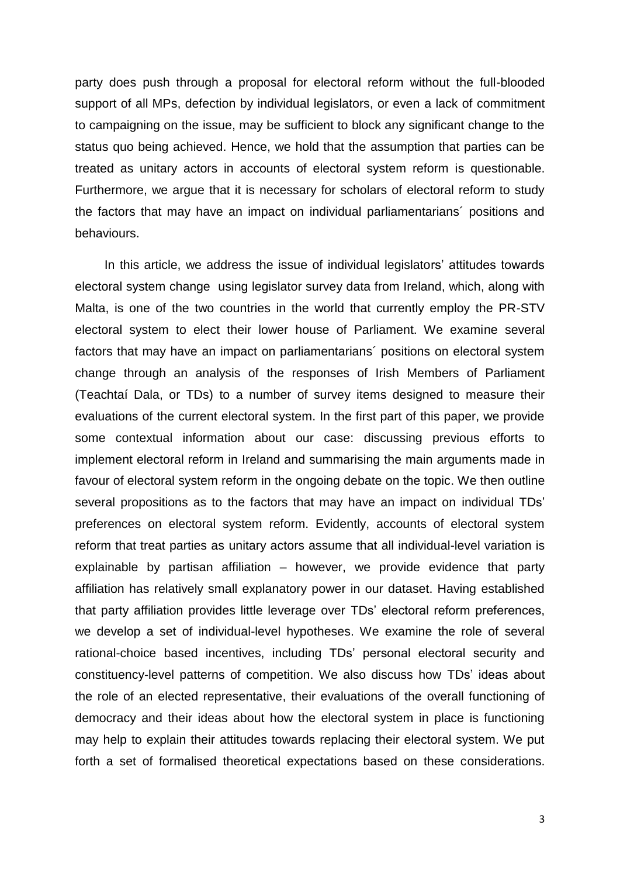party does push through a proposal for electoral reform without the full-blooded support of all MPs, defection by individual legislators, or even a lack of commitment to campaigning on the issue, may be sufficient to block any significant change to the status quo being achieved. Hence, we hold that the assumption that parties can be treated as unitary actors in accounts of electoral system reform is questionable. Furthermore, we argue that it is necessary for scholars of electoral reform to study the factors that may have an impact on individual parliamentarians´ positions and behaviours.

In this article, we address the issue of individual legislators' attitudes towards electoral system change using legislator survey data from Ireland, which, along with Malta, is one of the two countries in the world that currently employ the PR-STV electoral system to elect their lower house of Parliament. We examine several factors that may have an impact on parliamentarians´ positions on electoral system change through an analysis of the responses of Irish Members of Parliament (Teachtaí Dala, or TDs) to a number of survey items designed to measure their evaluations of the current electoral system. In the first part of this paper, we provide some contextual information about our case: discussing previous efforts to implement electoral reform in Ireland and summarising the main arguments made in favour of electoral system reform in the ongoing debate on the topic. We then outline several propositions as to the factors that may have an impact on individual TDs' preferences on electoral system reform. Evidently, accounts of electoral system reform that treat parties as unitary actors assume that all individual-level variation is explainable by partisan affiliation – however, we provide evidence that party affiliation has relatively small explanatory power in our dataset. Having established that party affiliation provides little leverage over TDs' electoral reform preferences, we develop a set of individual-level hypotheses. We examine the role of several rational-choice based incentives, including TDs' personal electoral security and constituency-level patterns of competition. We also discuss how TDs' ideas about the role of an elected representative, their evaluations of the overall functioning of democracy and their ideas about how the electoral system in place is functioning may help to explain their attitudes towards replacing their electoral system. We put forth a set of formalised theoretical expectations based on these considerations.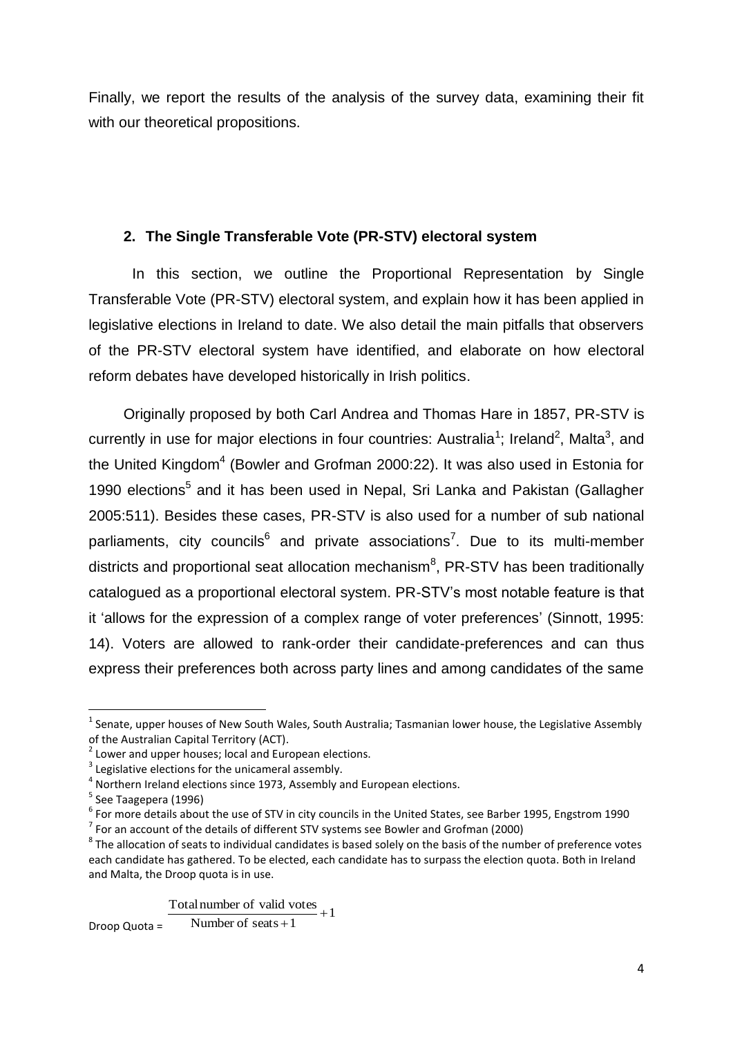Finally, we report the results of the analysis of the survey data, examining their fit with our theoretical propositions.

## 2. The Single Transferable Vote (PR-STV) electoral system

In this section, we outline the Proportional Representation by Single Transferable Vote (PR-STV) electoral system, and explain how it has been applied in legislative elections in Ireland to date. We also detail the main pitfalls that observers of the PR-STV electoral system have identified, and elaborate on how electoral reform debates have developed historically in Irish politics.

Originally proposed by both Carl Andrea and Thomas Hare in 1857, PR-STV is currently in use for major elections in four countries: Australia[1]; Ireland[2], Malta[3], and the United Kingdom[4] (Bowler and Grofman 2000:22). It was also used in Estonia for 1990 elections[5] and it has been used in Nepal, Sri Lanka and Pakistan (Gallagher 2005:511). Besides these cases, PR-STV is also used for a number of sub national parliaments, city councils[6] and private associations[7]. Due to its multi-member districts and proportional seat allocation mechanism[8], PR-STV has been traditionally catalogued as a proportional electoral system. PR-STV's most notable feature is that it 'allows for the expression of a complex range of voter preferences' (Sinnott, 1995: 14). Voters are allowed to rank-order their candidate-preferences and can thus express their preferences both across party lines and among candidates of the same

---

[1] Senate, upper houses of New South Wales, South Australia; Tasmanian lower house, the Legislative Assembly of the Australian Capital Territory (ACT).

[2] Lower and upper houses; local and European elections.

[3] Legislative elections for the unicameral assembly.

[4] Northern Ireland elections since 1973, Assembly and European elections.

[5] See Taagepera (1996)

[6] For more details about the use of STV in city councils in the United States, see Barber 1995, Engstrom 1990

[7] For an account of the details of different STV systems see Bowler and Grofman (2000)

[8] The allocation of seats to individual candidates is based solely on the basis of the number of preference votes each candidate has gathered. To be elected, each candidate has to surpass the election quota. Both in Ireland and Malta, the Droop quota is in use.

$$\text{Droop Quota} = \frac{\text{Total number of valid votes}}{\text{Number of seats} + 1} + 1$$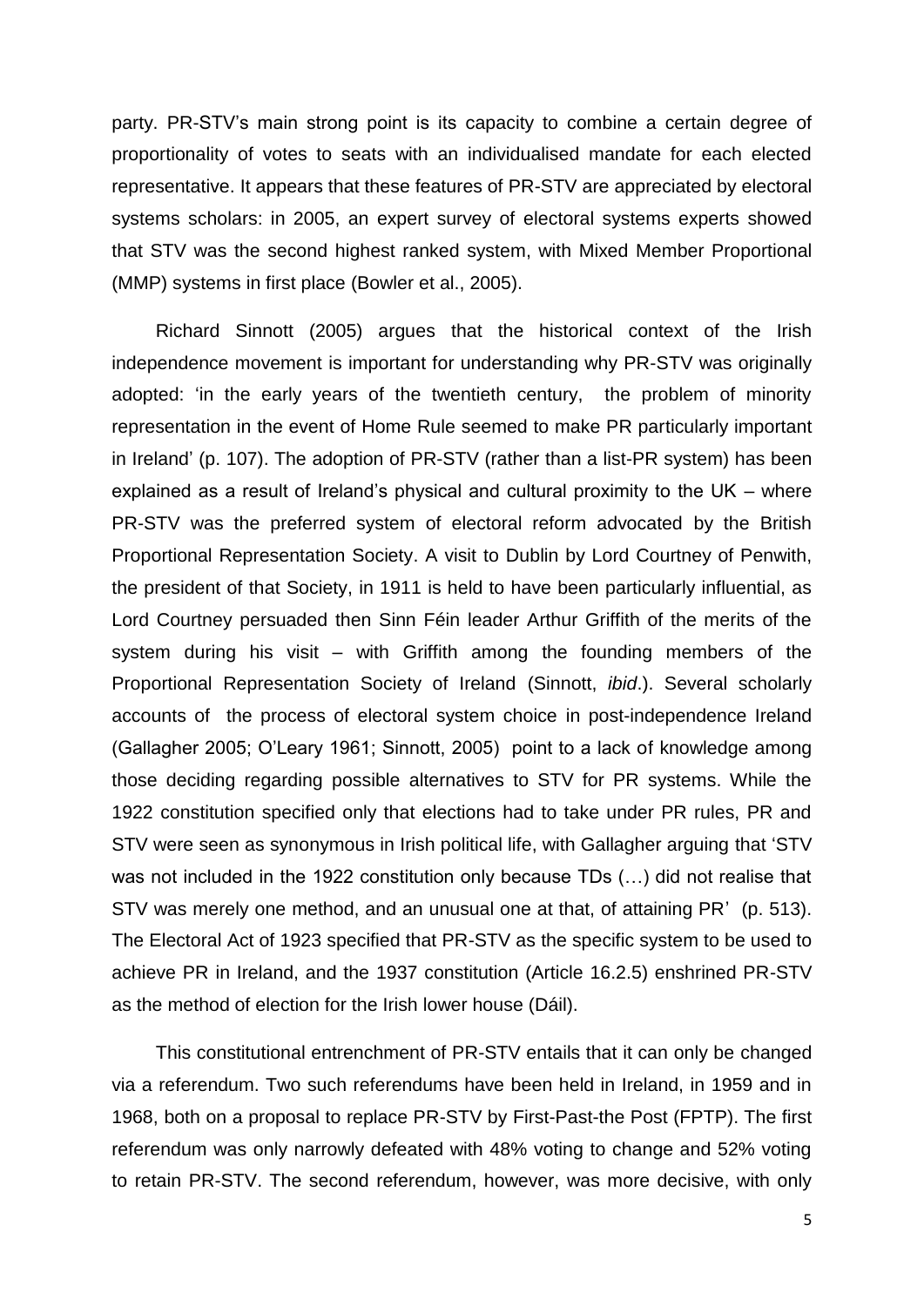party. PR-STV's main strong point is its capacity to combine a certain degree of proportionality of votes to seats with an individualised mandate for each elected representative. It appears that these features of PR-STV are appreciated by electoral systems scholars: in 2005, an expert survey of electoral systems experts showed that STV was the second highest ranked system, with Mixed Member Proportional (MMP) systems in first place (Bowler et al., 2005).

Richard Sinnott (2005) argues that the historical context of the Irish independence movement is important for understanding why PR-STV was originally adopted: 'in the early years of the twentieth century, the problem of minority representation in the event of Home Rule seemed to make PR particularly important in Ireland' (p. 107). The adoption of PR-STV (rather than a list-PR system) has been explained as a result of Ireland's physical and cultural proximity to the UK – where PR-STV was the preferred system of electoral reform advocated by the British Proportional Representation Society. A visit to Dublin by Lord Courtney of Penwith, the president of that Society, in 1911 is held to have been particularly influential, as Lord Courtney persuaded then Sinn Féin leader Arthur Griffith of the merits of the system during his visit – with Griffith among the founding members of the Proportional Representation Society of Ireland (Sinnott, *ibid*.). Several scholarly accounts of the process of electoral system choice in post-independence Ireland (Gallagher 2005; O'Leary 1961; Sinnott, 2005) point to a lack of knowledge among those deciding regarding possible alternatives to STV for PR systems. While the 1922 constitution specified only that elections had to take under PR rules, PR and STV were seen as synonymous in Irish political life, with Gallagher arguing that 'STV was not included in the 1922 constitution only because TDs (…) did not realise that STV was merely one method, and an unusual one at that, of attaining PR' (p. 513). The Electoral Act of 1923 specified that PR-STV as the specific system to be used to achieve PR in Ireland, and the 1937 constitution (Article 16.2.5) enshrined PR-STV as the method of election for the Irish lower house (Dáil).

This constitutional entrenchment of PR-STV entails that it can only be changed via a referendum. Two such referendums have been held in Ireland, in 1959 and in 1968, both on a proposal to replace PR-STV by First-Past-the Post (FPTP). The first referendum was only narrowly defeated with 48% voting to change and 52% voting to retain PR-STV. The second referendum, however, was more decisive, with only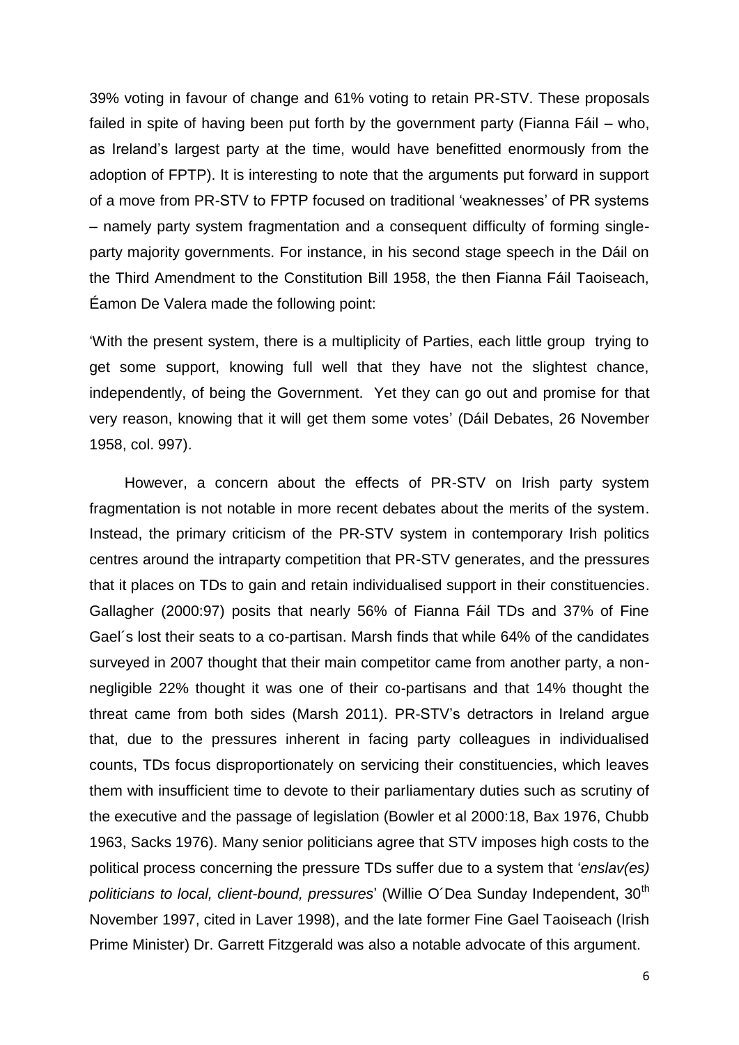39% voting in favour of change and 61% voting to retain PR-STV. These proposals failed in spite of having been put forth by the government party (Fianna Fáil – who, as Ireland's largest party at the time, would have benefitted enormously from the adoption of FPTP). It is interesting to note that the arguments put forward in support of a move from PR-STV to FPTP focused on traditional 'weaknesses' of PR systems – namely party system fragmentation and a consequent difficulty of forming single-party majority governments. For instance, in his second stage speech in the Dáil on the Third Amendment to the Constitution Bill 1958, the then Fianna Fáil Taoiseach, Éamon De Valera made the following point:

'With the present system, there is a multiplicity of Parties, each little group trying to get some support, knowing full well that they have not the slightest chance, independently, of being the Government. Yet they can go out and promise for that very reason, knowing that it will get them some votes' (Dáil Debates, 26 November 1958, col. 997).

However, a concern about the effects of PR-STV on Irish party system fragmentation is not notable in more recent debates about the merits of the system. Instead, the primary criticism of the PR-STV system in contemporary Irish politics centres around the intraparty competition that PR-STV generates, and the pressures that it places on TDs to gain and retain individualised support in their constituencies. Gallagher (2000:97) posits that nearly 56% of Fianna Fáil TDs and 37% of Fine Gael´s lost their seats to a co-partisan. Marsh finds that while 64% of the candidates surveyed in 2007 thought that their main competitor came from another party, a non-negligible 22% thought it was one of their co-partisans and that 14% thought the threat came from both sides (Marsh 2011). PR-STV's detractors in Ireland argue that, due to the pressures inherent in facing party colleagues in individualised counts, TDs focus disproportionately on servicing their constituencies, which leaves them with insufficient time to devote to their parliamentary duties such as scrutiny of the executive and the passage of legislation (Bowler et al 2000:18, Bax 1976, Chubb 1963, Sacks 1976). Many senior politicians agree that STV imposes high costs to the political process concerning the pressure TDs suffer due to a system that '*enslav(es) politicians to local, client-bound, pressures*' (Willie O´Dea Sunday Independent, 30th November 1997, cited in Laver 1998), and the late former Fine Gael Taoiseach (Irish Prime Minister) Dr. Garrett Fitzgerald was also a notable advocate of this argument.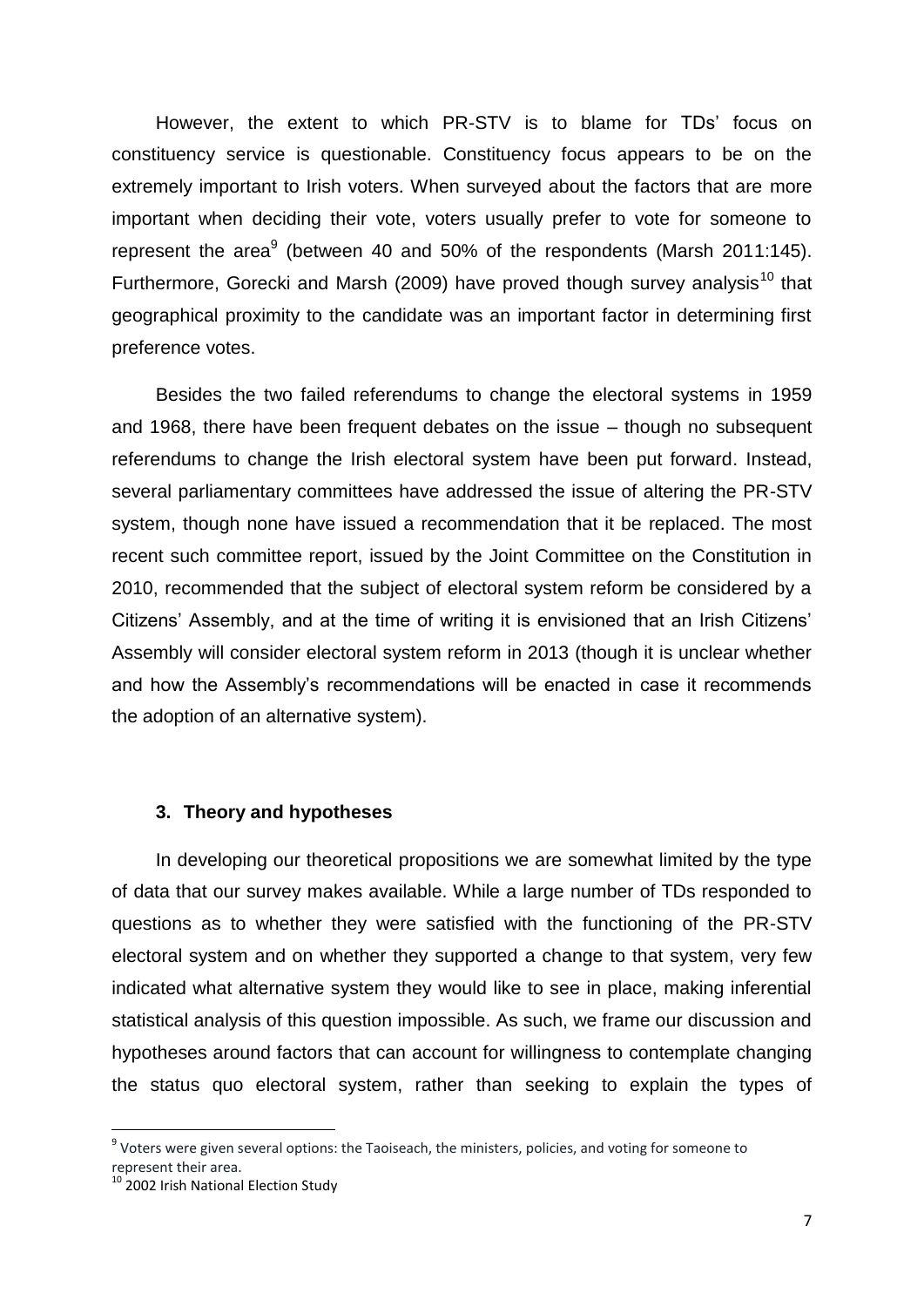However, the extent to which PR-STV is to blame for TDs' focus on constituency service is questionable. Constituency focus appears to be on the extremely important to Irish voters. When surveyed about the factors that are more important when deciding their vote, voters usually prefer to vote for someone to represent the area[9] (between 40 and 50% of the respondents (Marsh 2011:145). Furthermore, Gorecki and Marsh (2009) have proved though survey analysis[10] that geographical proximity to the candidate was an important factor in determining first preference votes.

Besides the two failed referendums to change the electoral systems in 1959 and 1968, there have been frequent debates on the issue – though no subsequent referendums to change the Irish electoral system have been put forward. Instead, several parliamentary committees have addressed the issue of altering the PR-STV system, though none have issued a recommendation that it be replaced. The most recent such committee report, issued by the Joint Committee on the Constitution in 2010, recommended that the subject of electoral system reform be considered by a Citizens' Assembly, and at the time of writing it is envisioned that an Irish Citizens' Assembly will consider electoral system reform in 2013 (though it is unclear whether and how the Assembly's recommendations will be enacted in case it recommends the adoption of an alternative system).

### 3. Theory and hypotheses

In developing our theoretical propositions we are somewhat limited by the type of data that our survey makes available. While a large number of TDs responded to questions as to whether they were satisfied with the functioning of the PR-STV electoral system and on whether they supported a change to that system, very few indicated what alternative system they would like to see in place, making inferential statistical analysis of this question impossible. As such, we frame our discussion and hypotheses around factors that can account for willingness to contemplate changing the status quo electoral system, rather than seeking to explain the types of

---

[9] Voters were given several options: the Taoiseach, the ministers, policies, and voting for someone to represent their area.

[10] 2002 Irish National Election Study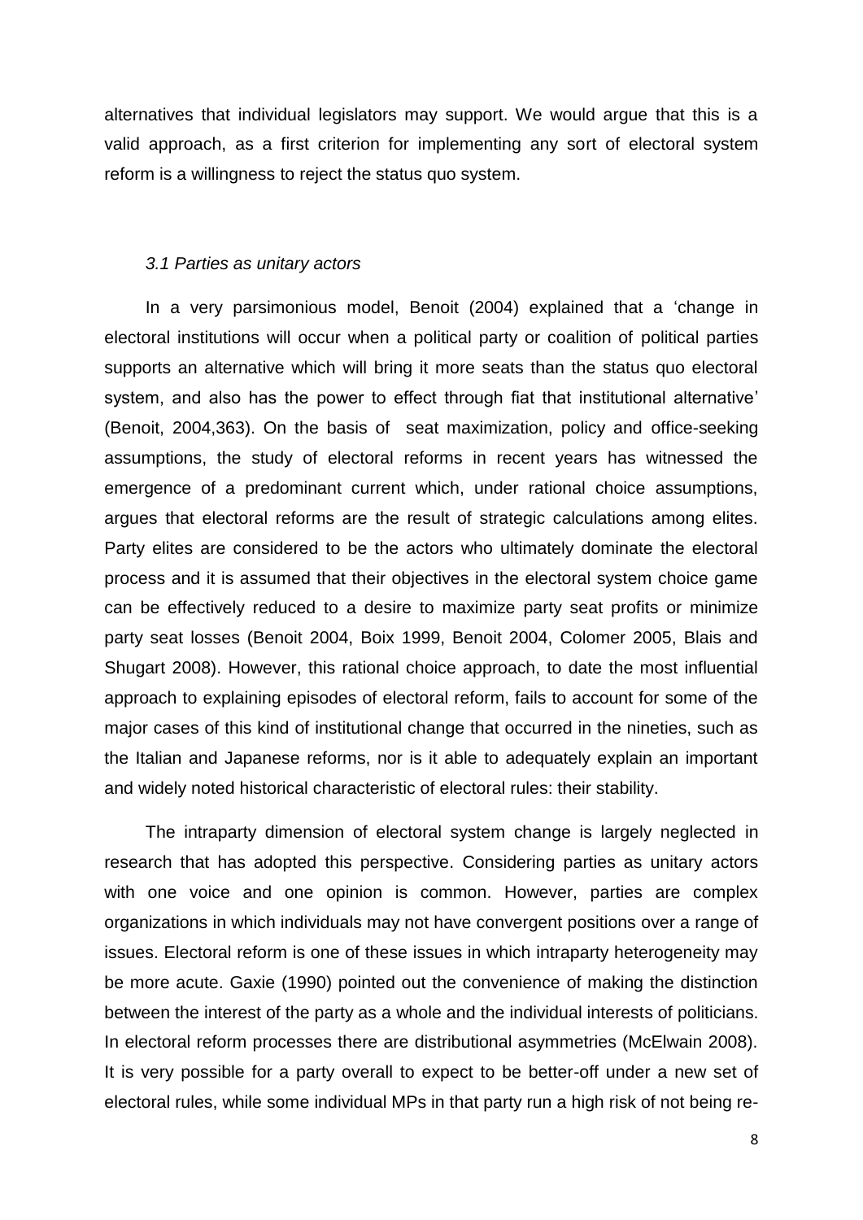alternatives that individual legislators may support. We would argue that this is a valid approach, as a first criterion for implementing any sort of electoral system reform is a willingness to reject the status quo system.

### *3.1 Parties as unitary actors*

In a very parsimonious model, Benoit (2004) explained that a 'change in electoral institutions will occur when a political party or coalition of political parties supports an alternative which will bring it more seats than the status quo electoral system, and also has the power to effect through fiat that institutional alternative' (Benoit, 2004,363). On the basis of seat maximization, policy and office-seeking assumptions, the study of electoral reforms in recent years has witnessed the emergence of a predominant current which, under rational choice assumptions, argues that electoral reforms are the result of strategic calculations among elites. Party elites are considered to be the actors who ultimately dominate the electoral process and it is assumed that their objectives in the electoral system choice game can be effectively reduced to a desire to maximize party seat profits or minimize party seat losses (Benoit 2004, Boix 1999, Benoit 2004, Colomer 2005, Blais and Shugart 2008). However, this rational choice approach, to date the most influential approach to explaining episodes of electoral reform, fails to account for some of the major cases of this kind of institutional change that occurred in the nineties, such as the Italian and Japanese reforms, nor is it able to adequately explain an important and widely noted historical characteristic of electoral rules: their stability.

The intraparty dimension of electoral system change is largely neglected in research that has adopted this perspective. Considering parties as unitary actors with one voice and one opinion is common. However, parties are complex organizations in which individuals may not have convergent positions over a range of issues. Electoral reform is one of these issues in which intraparty heterogeneity may be more acute. Gaxie (1990) pointed out the convenience of making the distinction between the interest of the party as a whole and the individual interests of politicians. In electoral reform processes there are distributional asymmetries (McElwain 2008). It is very possible for a party overall to expect to be better-off under a new set of electoral rules, while some individual MPs in that party run a high risk of not being re-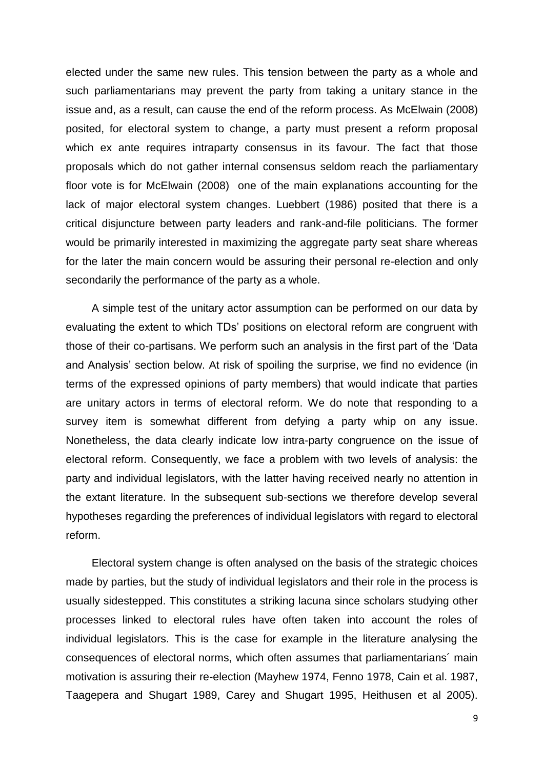elected under the same new rules. This tension between the party as a whole and such parliamentarians may prevent the party from taking a unitary stance in the issue and, as a result, can cause the end of the reform process. As McElwain (2008) posited, for electoral system to change, a party must present a reform proposal which ex ante requires intraparty consensus in its favour. The fact that those proposals which do not gather internal consensus seldom reach the parliamentary floor vote is for McElwain (2008) one of the main explanations accounting for the lack of major electoral system changes. Luebbert (1986) posited that there is a critical disjuncture between party leaders and rank-and-file politicians. The former would be primarily interested in maximizing the aggregate party seat share whereas for the later the main concern would be assuring their personal re-election and only secondarily the performance of the party as a whole.

A simple test of the unitary actor assumption can be performed on our data by evaluating the extent to which TDs' positions on electoral reform are congruent with those of their co-partisans. We perform such an analysis in the first part of the 'Data and Analysis' section below. At risk of spoiling the surprise, we find no evidence (in terms of the expressed opinions of party members) that would indicate that parties are unitary actors in terms of electoral reform. We do note that responding to a survey item is somewhat different from defying a party whip on any issue. Nonetheless, the data clearly indicate low intra-party congruence on the issue of electoral reform. Consequently, we face a problem with two levels of analysis: the party and individual legislators, with the latter having received nearly no attention in the extant literature. In the subsequent sub-sections we therefore develop several hypotheses regarding the preferences of individual legislators with regard to electoral reform.

Electoral system change is often analysed on the basis of the strategic choices made by parties, but the study of individual legislators and their role in the process is usually sidestepped. This constitutes a striking lacuna since scholars studying other processes linked to electoral rules have often taken into account the roles of individual legislators. This is the case for example in the literature analysing the consequences of electoral norms, which often assumes that parliamentarians´ main motivation is assuring their re-election (Mayhew 1974, Fenno 1978, Cain et al. 1987, Taagepera and Shugart 1989, Carey and Shugart 1995, Heithusen et al 2005).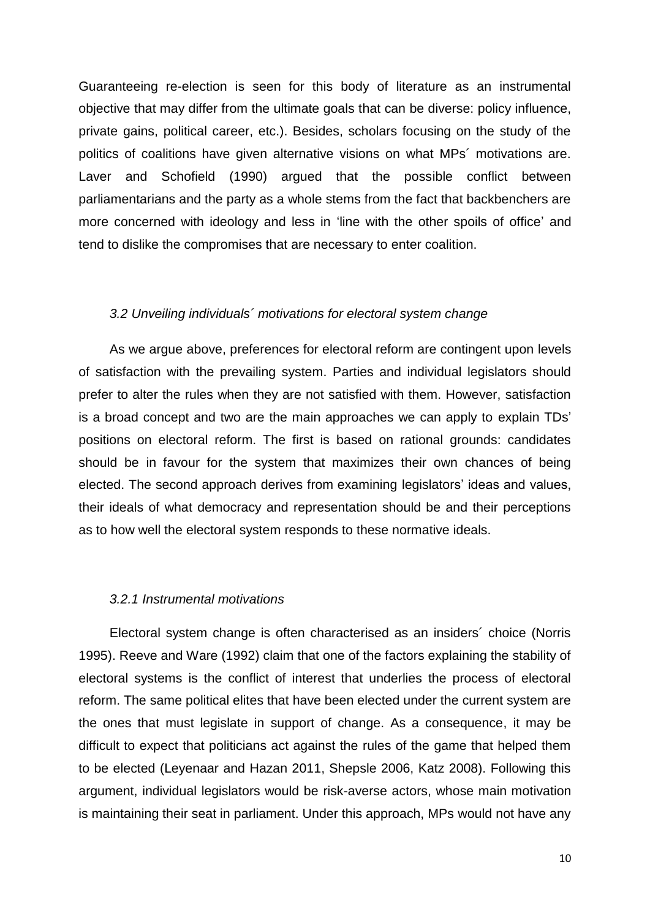Guaranteeing re-election is seen for this body of literature as an instrumental objective that may differ from the ultimate goals that can be diverse: policy influence, private gains, political career, etc.). Besides, scholars focusing on the study of the politics of coalitions have given alternative visions on what MPs´ motivations are. Laver and Schofield (1990) argued that the possible conflict between parliamentarians and the party as a whole stems from the fact that backbenchers are more concerned with ideology and less in 'line with the other spoils of office' and tend to dislike the compromises that are necessary to enter coalition.

### *3.2 Unveiling individuals´ motivations for electoral system change*

As we argue above, preferences for electoral reform are contingent upon levels of satisfaction with the prevailing system. Parties and individual legislators should prefer to alter the rules when they are not satisfied with them. However, satisfaction is a broad concept and two are the main approaches we can apply to explain TDs' positions on electoral reform. The first is based on rational grounds: candidates should be in favour for the system that maximizes their own chances of being elected. The second approach derives from examining legislators' ideas and values, their ideals of what democracy and representation should be and their perceptions as to how well the electoral system responds to these normative ideals.

#### *3.2.1 Instrumental motivations*

Electoral system change is often characterised as an insiders´ choice (Norris 1995). Reeve and Ware (1992) claim that one of the factors explaining the stability of electoral systems is the conflict of interest that underlies the process of electoral reform. The same political elites that have been elected under the current system are the ones that must legislate in support of change. As a consequence, it may be difficult to expect that politicians act against the rules of the game that helped them to be elected (Leyenaar and Hazan 2011, Shepsle 2006, Katz 2008). Following this argument, individual legislators would be risk-averse actors, whose main motivation is maintaining their seat in parliament. Under this approach, MPs would not have any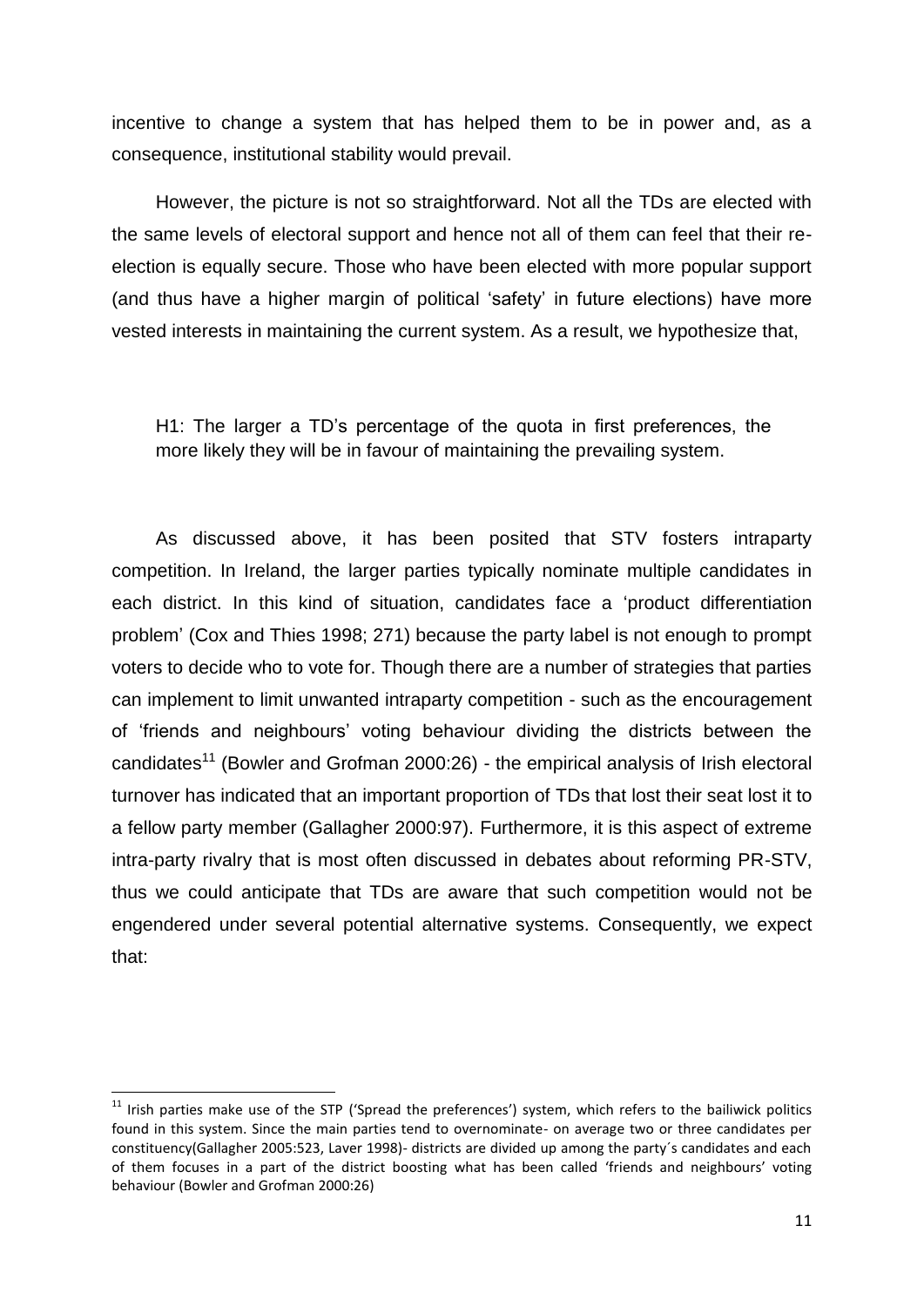incentive to change a system that has helped them to be in power and, as a consequence, institutional stability would prevail.

However, the picture is not so straightforward. Not all the TDs are elected with the same levels of electoral support and hence not all of them can feel that their re-election is equally secure. Those who have been elected with more popular support (and thus have a higher margin of political 'safety' in future elections) have more vested interests in maintaining the current system. As a result, we hypothesize that,

> H1: The larger a TD's percentage of the quota in first preferences, the more likely they will be in favour of maintaining the prevailing system.

As discussed above, it has been posited that STV fosters intraparty competition. In Ireland, the larger parties typically nominate multiple candidates in each district. In this kind of situation, candidates face a 'product differentiation problem' (Cox and Thies 1998; 271) because the party label is not enough to prompt voters to decide who to vote for. Though there are a number of strategies that parties can implement to limit unwanted intraparty competition - such as the encouragement of 'friends and neighbours' voting behaviour dividing the districts between the candidates[11] (Bowler and Grofman 2000:26) - the empirical analysis of Irish electoral turnover has indicated that an important proportion of TDs that lost their seat lost it to a fellow party member (Gallagher 2000:97). Furthermore, it is this aspect of extreme intra-party rivalry that is most often discussed in debates about reforming PR-STV, thus we could anticipate that TDs are aware that such competition would not be engendered under several potential alternative systems. Consequently, we expect that:

[11] Irish parties make use of the STP ('Spread the preferences') system, which refers to the bailiwick politics found in this system. Since the main parties tend to overnominate- on average two or three candidates per constituency(Gallagher 2005:523, Laver 1998)- districts are divided up among the party´s candidates and each of them focuses in a part of the district boosting what has been called 'friends and neighbours' voting behaviour (Bowler and Grofman 2000:26)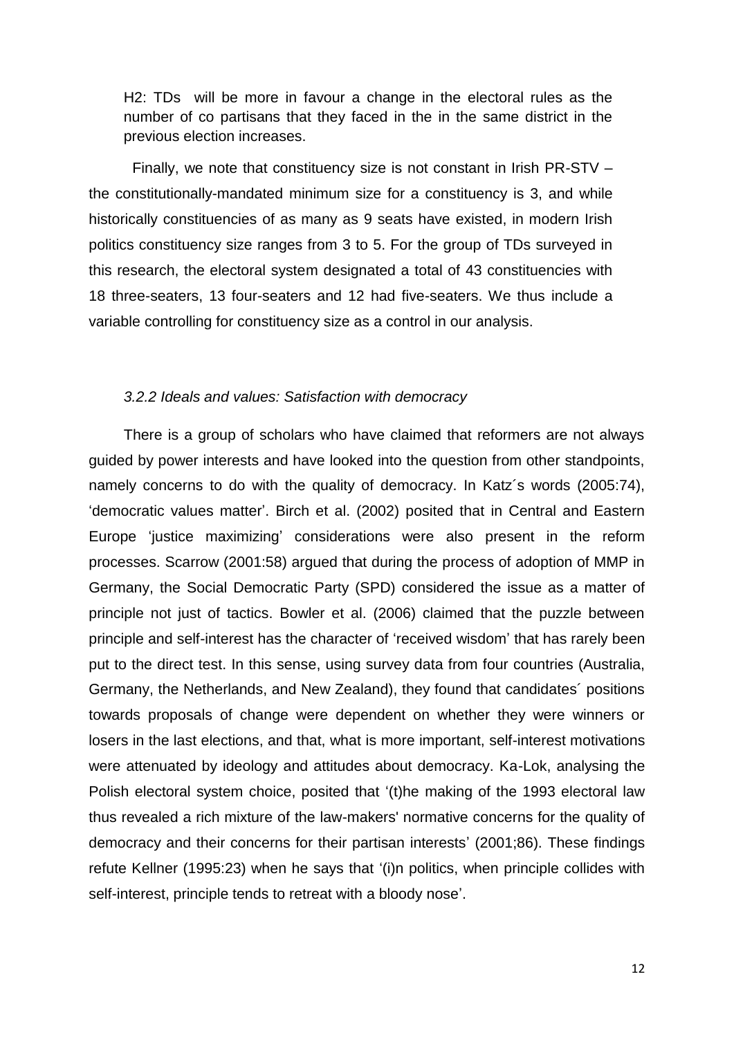H2: TDs will be more in favour a change in the electoral rules as the number of co partisans that they faced in the in the same district in the previous election increases.

Finally, we note that constituency size is not constant in Irish PR-STV – the constitutionally-mandated minimum size for a constituency is 3, and while historically constituencies of as many as 9 seats have existed, in modern Irish politics constituency size ranges from 3 to 5. For the group of TDs surveyed in this research, the electoral system designated a total of 43 constituencies with 18 three-seaters, 13 four-seaters and 12 had five-seaters. We thus include a variable controlling for constituency size as a control in our analysis.

### *3.2.2 Ideals and values: Satisfaction with democracy*

There is a group of scholars who have claimed that reformers are not always guided by power interests and have looked into the question from other standpoints, namely concerns to do with the quality of democracy. In Katz´s words (2005:74), 'democratic values matter'. Birch et al. (2002) posited that in Central and Eastern Europe 'justice maximizing' considerations were also present in the reform processes. Scarrow (2001:58) argued that during the process of adoption of MMP in Germany, the Social Democratic Party (SPD) considered the issue as a matter of principle not just of tactics. Bowler et al. (2006) claimed that the puzzle between principle and self-interest has the character of 'received wisdom' that has rarely been put to the direct test. In this sense, using survey data from four countries (Australia, Germany, the Netherlands, and New Zealand), they found that candidates´ positions towards proposals of change were dependent on whether they were winners or losers in the last elections, and that, what is more important, self-interest motivations were attenuated by ideology and attitudes about democracy. Ka-Lok, analysing the Polish electoral system choice, posited that '(t)he making of the 1993 electoral law thus revealed a rich mixture of the law-makers' normative concerns for the quality of democracy and their concerns for their partisan interests' (2001;86). These findings refute Kellner (1995:23) when he says that '(i)n politics, when principle collides with self-interest, principle tends to retreat with a bloody nose'.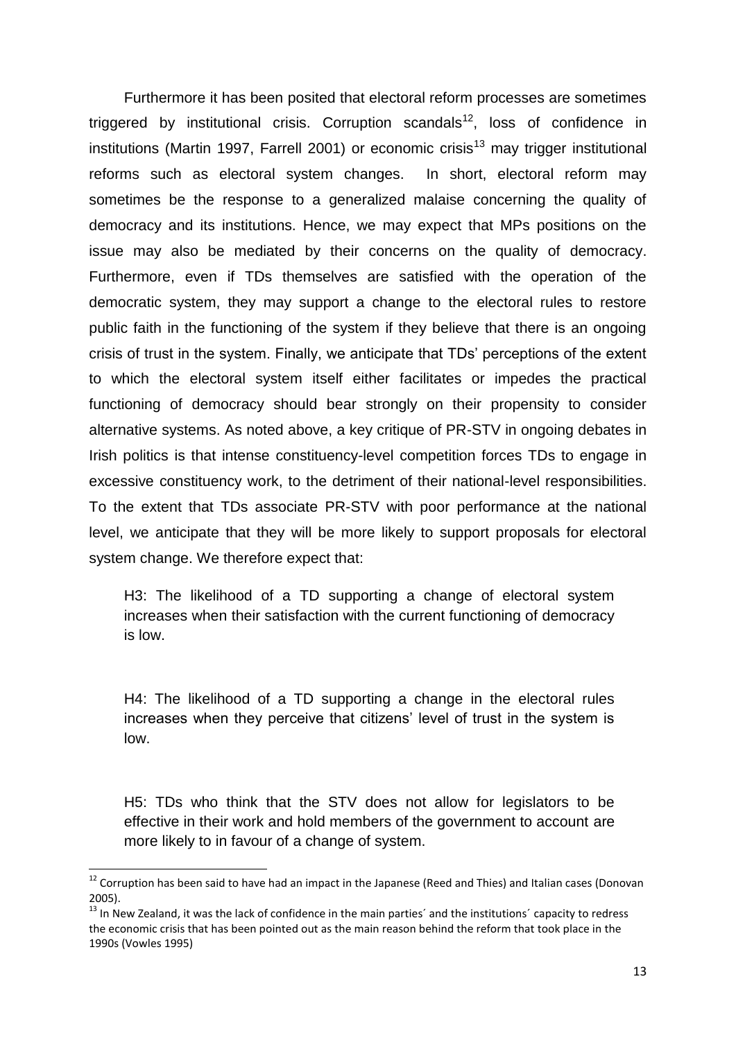Furthermore it has been posited that electoral reform processes are sometimes triggered by institutional crisis. Corruption scandals[12], loss of confidence in institutions (Martin 1997, Farrell 2001) or economic crisis[13] may trigger institutional reforms such as electoral system changes. In short, electoral reform may sometimes be the response to a generalized malaise concerning the quality of democracy and its institutions. Hence, we may expect that MPs positions on the issue may also be mediated by their concerns on the quality of democracy. Furthermore, even if TDs themselves are satisfied with the operation of the democratic system, they may support a change to the electoral rules to restore public faith in the functioning of the system if they believe that there is an ongoing crisis of trust in the system. Finally, we anticipate that TDs' perceptions of the extent to which the electoral system itself either facilitates or impedes the practical functioning of democracy should bear strongly on their propensity to consider alternative systems. As noted above, a key critique of PR-STV in ongoing debates in Irish politics is that intense constituency-level competition forces TDs to engage in excessive constituency work, to the detriment of their national-level responsibilities. To the extent that TDs associate PR-STV with poor performance at the national level, we anticipate that they will be more likely to support proposals for electoral system change. We therefore expect that:

> H3: The likelihood of a TD supporting a change of electoral system increases when their satisfaction with the current functioning of democracy is low.

> H4: The likelihood of a TD supporting a change in the electoral rules increases when they perceive that citizens' level of trust in the system is low.

> H5: TDs who think that the STV does not allow for legislators to be effective in their work and hold members of the government to account are more likely to in favour of a change of system.

---

[12] Corruption has been said to have had an impact in the Japanese (Reed and Thies) and Italian cases (Donovan 2005).

[13] In New Zealand, it was the lack of confidence in the main parties´ and the institutions´ capacity to redress the economic crisis that has been pointed out as the main reason behind the reform that took place in the 1990s (Vowles 1995)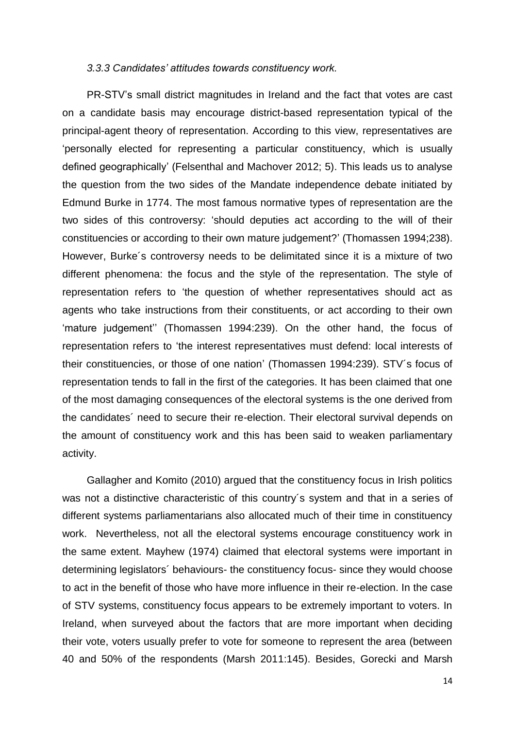### *3.3.3 Candidates' attitudes towards constituency work.*

PR-STV's small district magnitudes in Ireland and the fact that votes are cast on a candidate basis may encourage district-based representation typical of the principal-agent theory of representation. According to this view, representatives are 'personally elected for representing a particular constituency, which is usually defined geographically' (Felsenthal and Machover 2012; 5). This leads us to analyse the question from the two sides of the Mandate independence debate initiated by Edmund Burke in 1774. The most famous normative types of representation are the two sides of this controversy: 'should deputies act according to the will of their constituencies or according to their own mature judgement?' (Thomassen 1994;238). However, Burke´s controversy needs to be delimitated since it is a mixture of two different phenomena: the focus and the style of the representation. The style of representation refers to 'the question of whether representatives should act as agents who take instructions from their constituents, or act according to their own 'mature judgement'' (Thomassen 1994:239). On the other hand, the focus of representation refers to 'the interest representatives must defend: local interests of their constituencies, or those of one nation' (Thomassen 1994:239). STV´s focus of representation tends to fall in the first of the categories. It has been claimed that one of the most damaging consequences of the electoral systems is the one derived from the candidates´ need to secure their re-election. Their electoral survival depends on the amount of constituency work and this has been said to weaken parliamentary activity.

Gallagher and Komito (2010) argued that the constituency focus in Irish politics was not a distinctive characteristic of this country´s system and that in a series of different systems parliamentarians also allocated much of their time in constituency work. Nevertheless, not all the electoral systems encourage constituency work in the same extent. Mayhew (1974) claimed that electoral systems were important in determining legislators´ behaviours- the constituency focus- since they would choose to act in the benefit of those who have more influence in their re-election. In the case of STV systems, constituency focus appears to be extremely important to voters. In Ireland, when surveyed about the factors that are more important when deciding their vote, voters usually prefer to vote for someone to represent the area (between 40 and 50% of the respondents (Marsh 2011:145). Besides, Gorecki and Marsh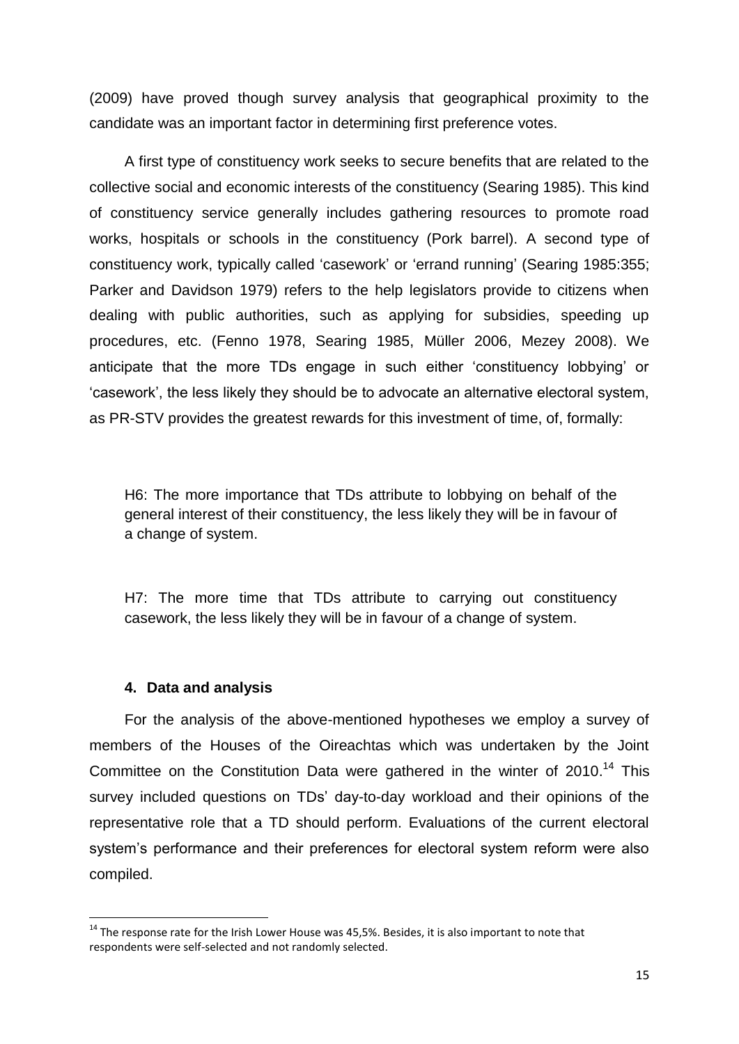(2009) have proved though survey analysis that geographical proximity to the candidate was an important factor in determining first preference votes.

A first type of constituency work seeks to secure benefits that are related to the collective social and economic interests of the constituency (Searing 1985). This kind of constituency service generally includes gathering resources to promote road works, hospitals or schools in the constituency (Pork barrel). A second type of constituency work, typically called 'casework' or 'errand running' (Searing 1985:355; Parker and Davidson 1979) refers to the help legislators provide to citizens when dealing with public authorities, such as applying for subsidies, speeding up procedures, etc. (Fenno 1978, Searing 1985, Müller 2006, Mezey 2008). We anticipate that the more TDs engage in such either 'constituency lobbying' or 'casework', the less likely they should be to advocate an alternative electoral system, as PR-STV provides the greatest rewards for this investment of time, of, formally:

> H6: The more importance that TDs attribute to lobbying on behalf of the general interest of their constituency, the less likely they will be in favour of a change of system.

> H7: The more time that TDs attribute to carrying out constituency casework, the less likely they will be in favour of a change of system.

## 4. Data and analysis

For the analysis of the above-mentioned hypotheses we employ a survey of members of the Houses of the Oireachtas which was undertaken by the Joint Committee on the Constitution Data were gathered in the winter of 2010.[14] This survey included questions on TDs' day-to-day workload and their opinions of the representative role that a TD should perform. Evaluations of the current electoral system's performance and their preferences for electoral system reform were also compiled.

---

[14] The response rate for the Irish Lower House was 45,5%. Besides, it is also important to note that respondents were self-selected and not randomly selected.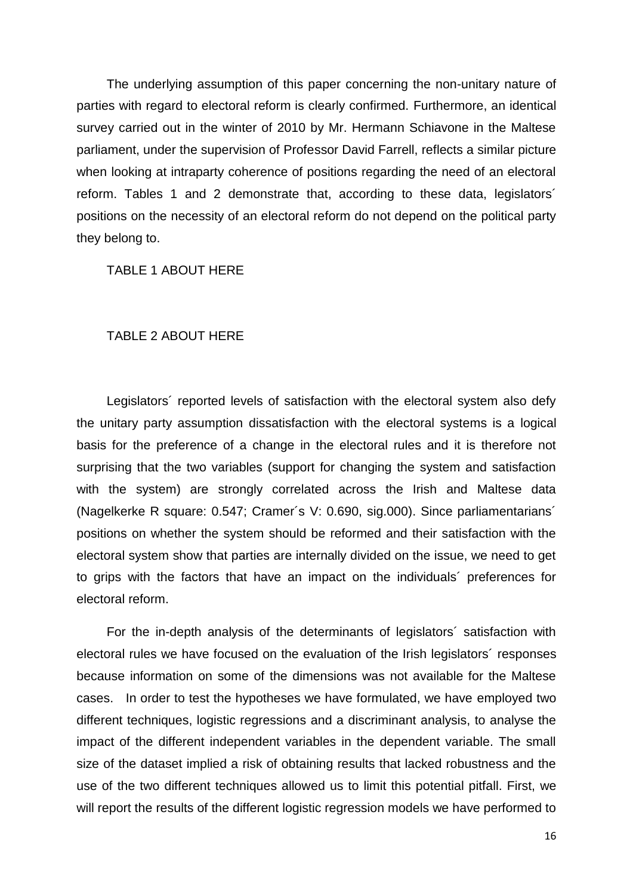The underlying assumption of this paper concerning the non-unitary nature of parties with regard to electoral reform is clearly confirmed. Furthermore, an identical survey carried out in the winter of 2010 by Mr. Hermann Schiavone in the Maltese parliament, under the supervision of Professor David Farrell, reflects a similar picture when looking at intraparty coherence of positions regarding the need of an electoral reform. Tables 1 and 2 demonstrate that, according to these data, legislators´ positions on the necessity of an electoral reform do not depend on the political party they belong to.

TABLE 1 ABOUT HERE

TABLE 2 ABOUT HERE

Legislators´ reported levels of satisfaction with the electoral system also defy the unitary party assumption dissatisfaction with the electoral systems is a logical basis for the preference of a change in the electoral rules and it is therefore not surprising that the two variables (support for changing the system and satisfaction with the system) are strongly correlated across the Irish and Maltese data (Nagelkerke R square: 0.547; Cramer´s V: 0.690, sig.000). Since parliamentarians´ positions on whether the system should be reformed and their satisfaction with the electoral system show that parties are internally divided on the issue, we need to get to grips with the factors that have an impact on the individuals´ preferences for electoral reform.

For the in-depth analysis of the determinants of legislators´ satisfaction with electoral rules we have focused on the evaluation of the Irish legislators´ responses because information on some of the dimensions was not available for the Maltese cases. In order to test the hypotheses we have formulated, we have employed two different techniques, logistic regressions and a discriminant analysis, to analyse the impact of the different independent variables in the dependent variable. The small size of the dataset implied a risk of obtaining results that lacked robustness and the use of the two different techniques allowed us to limit this potential pitfall. First, we will report the results of the different logistic regression models we have performed to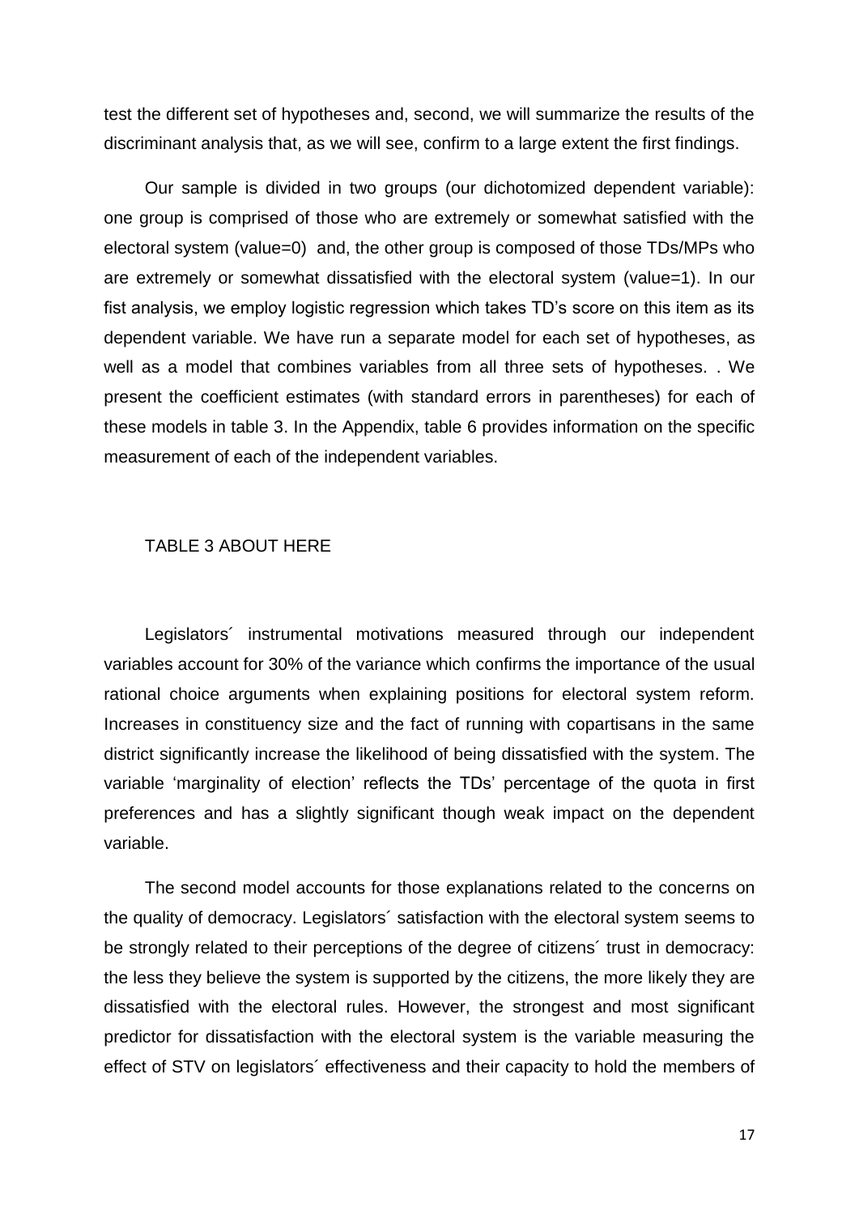test the different set of hypotheses and, second, we will summarize the results of the discriminant analysis that, as we will see, confirm to a large extent the first findings.

Our sample is divided in two groups (our dichotomized dependent variable): one group is comprised of those who are extremely or somewhat satisfied with the electoral system (value=0) and, the other group is composed of those TDs/MPs who are extremely or somewhat dissatisfied with the electoral system (value=1). In our fist analysis, we employ logistic regression which takes TD's score on this item as its dependent variable. We have run a separate model for each set of hypotheses, as well as a model that combines variables from all three sets of hypotheses. . We present the coefficient estimates (with standard errors in parentheses) for each of these models in table 3. In the Appendix, table 6 provides information on the specific measurement of each of the independent variables.

TABLE 3 ABOUT HERE

Legislators´ instrumental motivations measured through our independent variables account for 30% of the variance which confirms the importance of the usual rational choice arguments when explaining positions for electoral system reform. Increases in constituency size and the fact of running with copartisans in the same district significantly increase the likelihood of being dissatisfied with the system. The variable 'marginality of election' reflects the TDs' percentage of the quota in first preferences and has a slightly significant though weak impact on the dependent variable.

The second model accounts for those explanations related to the concerns on the quality of democracy. Legislators´ satisfaction with the electoral system seems to be strongly related to their perceptions of the degree of citizens´ trust in democracy: the less they believe the system is supported by the citizens, the more likely they are dissatisfied with the electoral rules. However, the strongest and most significant predictor for dissatisfaction with the electoral system is the variable measuring the effect of STV on legislators´ effectiveness and their capacity to hold the members of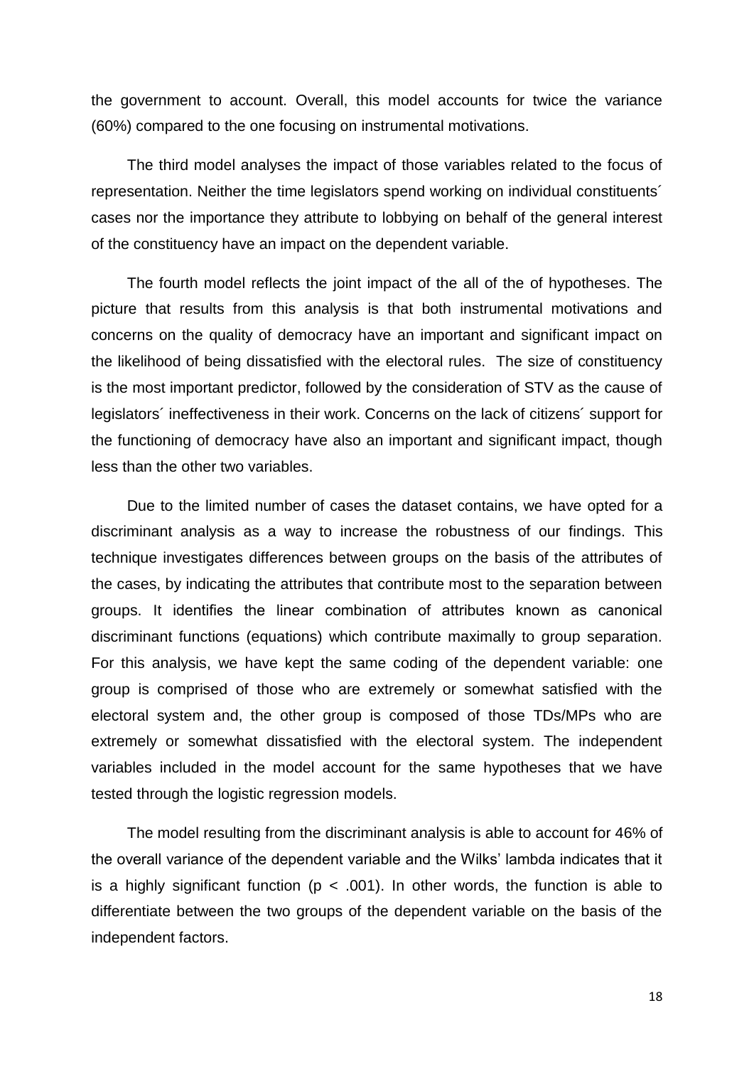the government to account. Overall, this model accounts for twice the variance (60%) compared to the one focusing on instrumental motivations.

The third model analyses the impact of those variables related to the focus of representation. Neither the time legislators spend working on individual constituents´ cases nor the importance they attribute to lobbying on behalf of the general interest of the constituency have an impact on the dependent variable.

The fourth model reflects the joint impact of the all of the of hypotheses. The picture that results from this analysis is that both instrumental motivations and concerns on the quality of democracy have an important and significant impact on the likelihood of being dissatisfied with the electoral rules. The size of constituency is the most important predictor, followed by the consideration of STV as the cause of legislators´ ineffectiveness in their work. Concerns on the lack of citizens´ support for the functioning of democracy have also an important and significant impact, though less than the other two variables.

Due to the limited number of cases the dataset contains, we have opted for a discriminant analysis as a way to increase the robustness of our findings. This technique investigates differences between groups on the basis of the attributes of the cases, by indicating the attributes that contribute most to the separation between groups. It identifies the linear combination of attributes known as canonical discriminant functions (equations) which contribute maximally to group separation. For this analysis, we have kept the same coding of the dependent variable: one group is comprised of those who are extremely or somewhat satisfied with the electoral system and, the other group is composed of those TDs/MPs who are extremely or somewhat dissatisfied with the electoral system. The independent variables included in the model account for the same hypotheses that we have tested through the logistic regression models.

The model resulting from the discriminant analysis is able to account for 46% of the overall variance of the dependent variable and the Wilks' lambda indicates that it is a highly significant function ($p < .001$). In other words, the function is able to differentiate between the two groups of the dependent variable on the basis of the independent factors.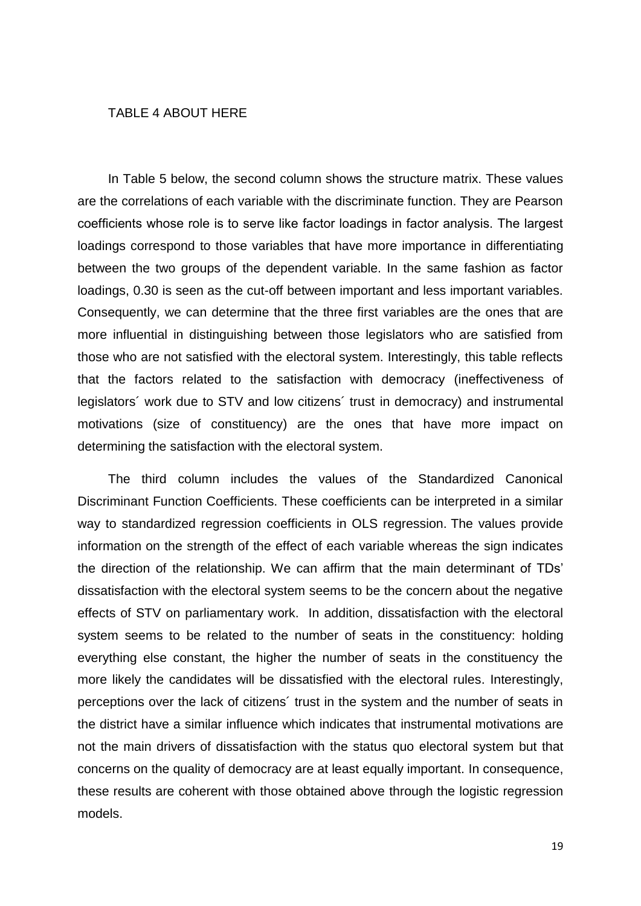TABLE 4 ABOUT HERE

In Table 5 below, the second column shows the structure matrix. These values are the correlations of each variable with the discriminate function. They are Pearson coefficients whose role is to serve like factor loadings in factor analysis. The largest loadings correspond to those variables that have more importance in differentiating between the two groups of the dependent variable. In the same fashion as factor loadings, 0.30 is seen as the cut-off between important and less important variables. Consequently, we can determine that the three first variables are the ones that are more influential in distinguishing between those legislators who are satisfied from those who are not satisfied with the electoral system. Interestingly, this table reflects that the factors related to the satisfaction with democracy (ineffectiveness of legislators´ work due to STV and low citizens´ trust in democracy) and instrumental motivations (size of constituency) are the ones that have more impact on determining the satisfaction with the electoral system.

The third column includes the values of the Standardized Canonical Discriminant Function Coefficients. These coefficients can be interpreted in a similar way to standardized regression coefficients in OLS regression. The values provide information on the strength of the effect of each variable whereas the sign indicates the direction of the relationship. We can affirm that the main determinant of TDs' dissatisfaction with the electoral system seems to be the concern about the negative effects of STV on parliamentary work. In addition, dissatisfaction with the electoral system seems to be related to the number of seats in the constituency: holding everything else constant, the higher the number of seats in the constituency the more likely the candidates will be dissatisfied with the electoral rules. Interestingly, perceptions over the lack of citizens´ trust in the system and the number of seats in the district have a similar influence which indicates that instrumental motivations are not the main drivers of dissatisfaction with the status quo electoral system but that concerns on the quality of democracy are at least equally important. In consequence, these results are coherent with those obtained above through the logistic regression models.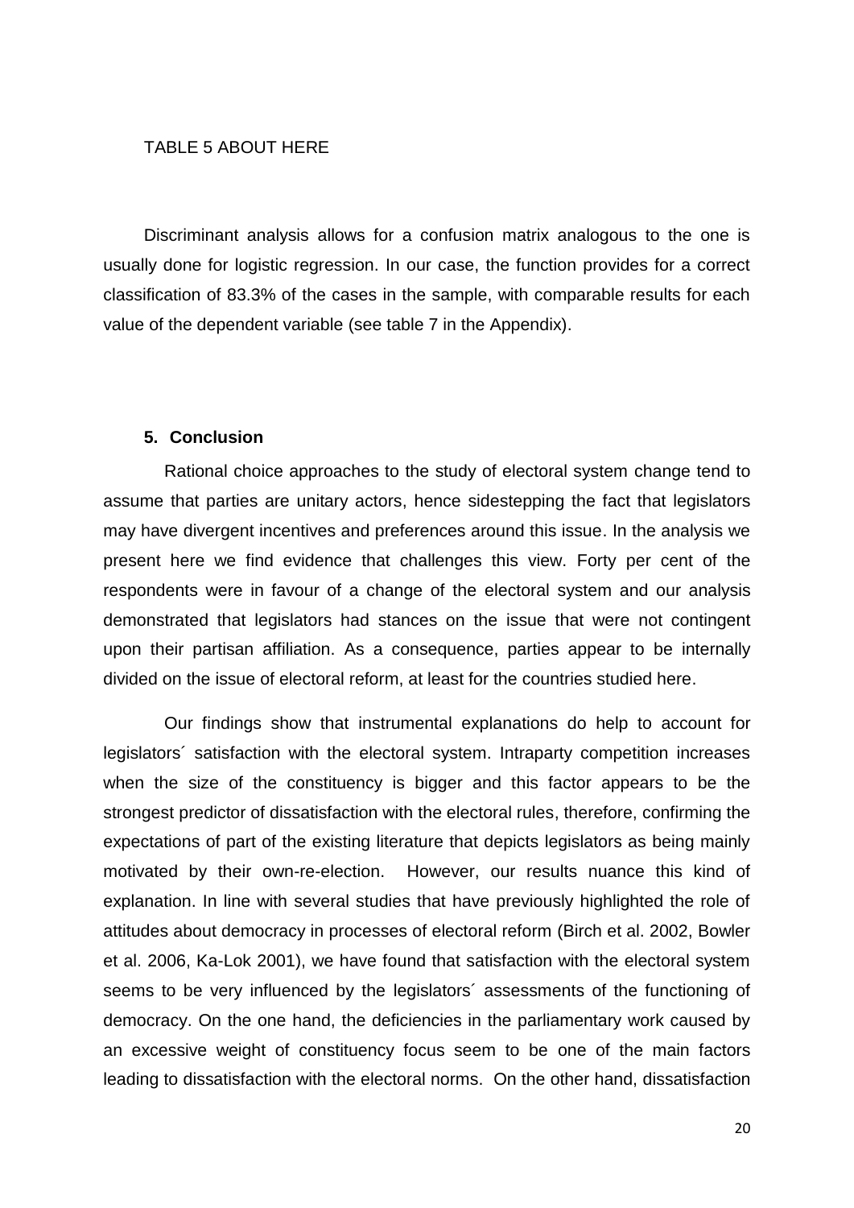TABLE 5 ABOUT HERE

Discriminant analysis allows for a confusion matrix analogous to the one is usually done for logistic regression. In our case, the function provides for a correct classification of 83.3% of the cases in the sample, with comparable results for each value of the dependent variable (see table 7 in the Appendix).

## 5. Conclusion

Rational choice approaches to the study of electoral system change tend to assume that parties are unitary actors, hence sidestepping the fact that legislators may have divergent incentives and preferences around this issue. In the analysis we present here we find evidence that challenges this view. Forty per cent of the respondents were in favour of a change of the electoral system and our analysis demonstrated that legislators had stances on the issue that were not contingent upon their partisan affiliation. As a consequence, parties appear to be internally divided on the issue of electoral reform, at least for the countries studied here.

Our findings show that instrumental explanations do help to account for legislators´ satisfaction with the electoral system. Intraparty competition increases when the size of the constituency is bigger and this factor appears to be the strongest predictor of dissatisfaction with the electoral rules, therefore, confirming the expectations of part of the existing literature that depicts legislators as being mainly motivated by their own-re-election. However, our results nuance this kind of explanation. In line with several studies that have previously highlighted the role of attitudes about democracy in processes of electoral reform (Birch et al. 2002, Bowler et al. 2006, Ka-Lok 2001), we have found that satisfaction with the electoral system seems to be very influenced by the legislators´ assessments of the functioning of democracy. On the one hand, the deficiencies in the parliamentary work caused by an excessive weight of constituency focus seem to be one of the main factors leading to dissatisfaction with the electoral norms. On the other hand, dissatisfaction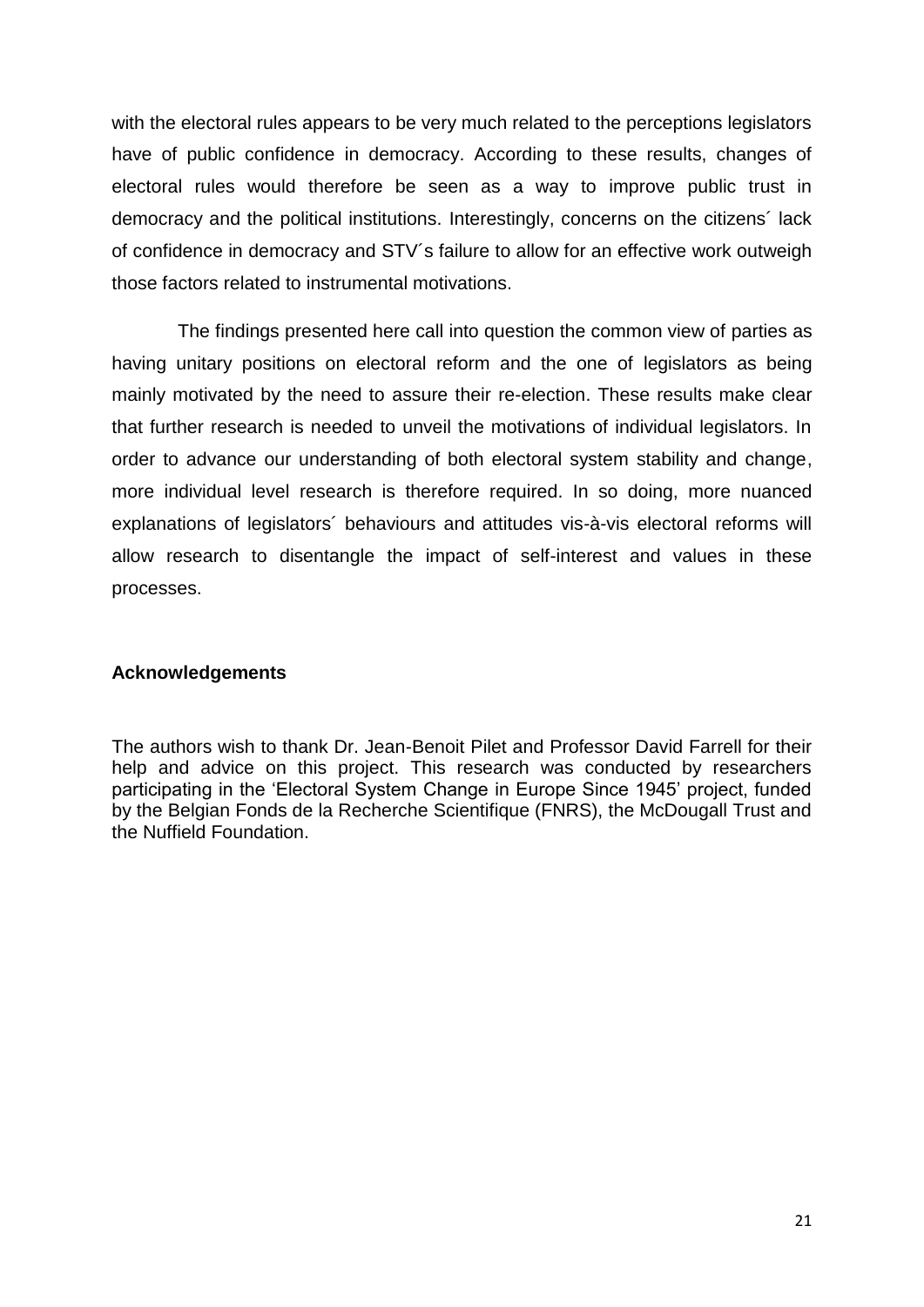with the electoral rules appears to be very much related to the perceptions legislators have of public confidence in democracy. According to these results, changes of electoral rules would therefore be seen as a way to improve public trust in democracy and the political institutions. Interestingly, concerns on the citizens´ lack of confidence in democracy and STV´s failure to allow for an effective work outweigh those factors related to instrumental motivations.

The findings presented here call into question the common view of parties as having unitary positions on electoral reform and the one of legislators as being mainly motivated by the need to assure their re-election. These results make clear that further research is needed to unveil the motivations of individual legislators. In order to advance our understanding of both electoral system stability and change, more individual level research is therefore required. In so doing, more nuanced explanations of legislators´ behaviours and attitudes vis-à-vis electoral reforms will allow research to disentangle the impact of self-interest and values in these processes.

**Acknowledgements**

The authors wish to thank Dr. Jean-Benoit Pilet and Professor David Farrell for their help and advice on this project. This research was conducted by researchers participating in the 'Electoral System Change in Europe Since 1945' project, funded by the Belgian Fonds de la Recherche Scientifique (FNRS), the McDougall Trust and the Nuffield Foundation.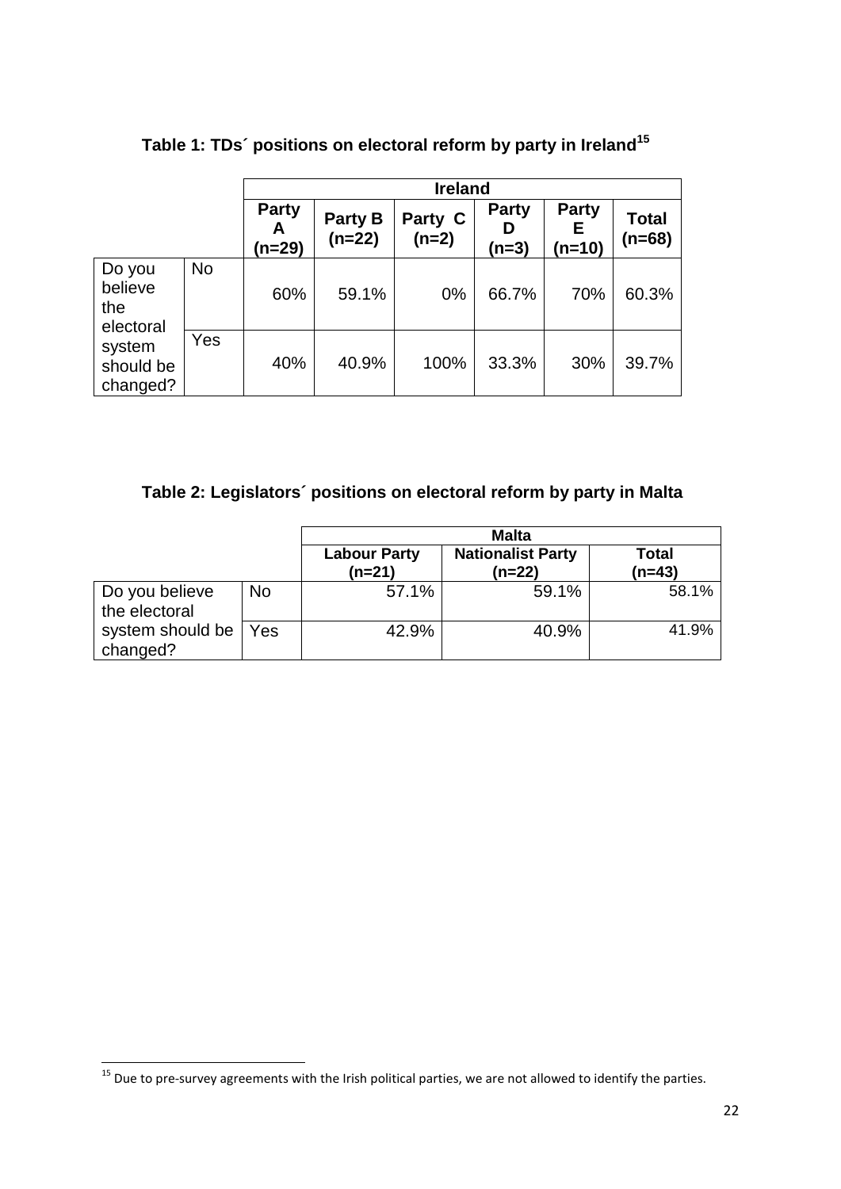**Table 1: TDs´ positions on electoral reform by party in Ireland[15]**

| | | Ireland | | | | | |
|---|---|---|---|---|---|---|---|
| | | **Party A (n=29)** | **Party B (n=22)** | **Party C (n=2)** | **Party D (n=3)** | **Party E (n=10)** | **Total (n=68)** |
| Do you believe the electoral system should be changed? | No | 60% | 59.1% | 0% | 66.7% | 70% | 60.3% |
| | Yes | 40% | 40.9% | 100% | 33.3% | 30% | 39.7% |

**Table 2: Legislators´ positions on electoral reform by party in Malta**

| | | Malta | | |
|---|---|---|---|---|
| | | **Labour Party (n=21)** | **Nationalist Party (n=22)** | **Total (n=43)** |
| Do you believe the electoral system should be changed? | No | 57.1% | 59.1% | 58.1% |
| | Yes | 42.9% | 40.9% | 41.9% |

[15] Due to pre-survey agreements with the Irish political parties, we are not allowed to identify the parties.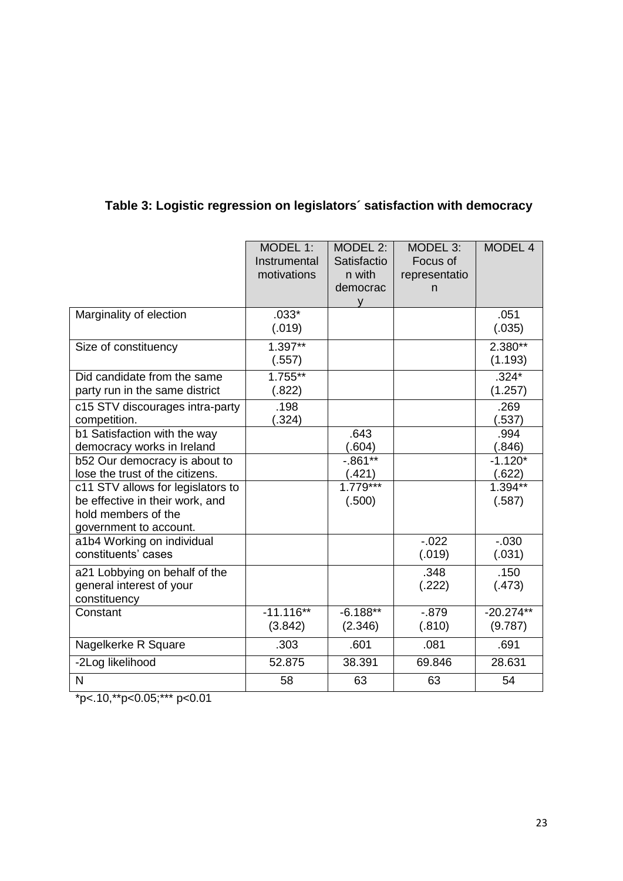**Table 3: Logistic regression on legislators´ satisfaction with democracy**

| | MODEL 1: Instrumental motivations | MODEL 2: Satisfaction with democracy | MODEL 3: Focus of representation | MODEL 4 |
|---|---|---|---|---|
| Marginality of election | .033* (.019) | | | .051 (.035) |
| Size of constituency | 1.397** (.557) | | | 2.380** (1.193) |
| Did candidate from the same party run in the same district | 1.755** (.822) | | | .324* (1.257) |
| c15 STV discourages intra-party competition. | .198 (.324) | | | .269 (.537) |
| b1 Satisfaction with the way democracy works in Ireland | | .643 (.604) | | .994 (.846) |
| b52 Our democracy is about to lose the trust of the citizens. | | -.861** (.421) | | -1.120* (.622) |
| c11 STV allows for legislators to be effective in their work, and hold members of the government to account. | | 1.779*** (.500) | | 1.394** (.587) |
| a1b4 Working on individual constituents' cases | | | -.022 (.019) | -.030 (.031) |
| a21 Lobbying on behalf of the general interest of your constituency | | | .348 (.222) | .150 (.473) |
| Constant | -11.116** (3.842) | -6.188** (2.346) | -.879 (.810) | -20.274** (9.787) |
| Nagelkerke R Square | .303 | .601 | .081 | .691 |
| -2Log likelihood | 52.875 | 38.391 | 69.846 | 28.631 |
| N | 58 | 63 | 63 | 54 |

*p<.10,**p<0.05;*** p<0.01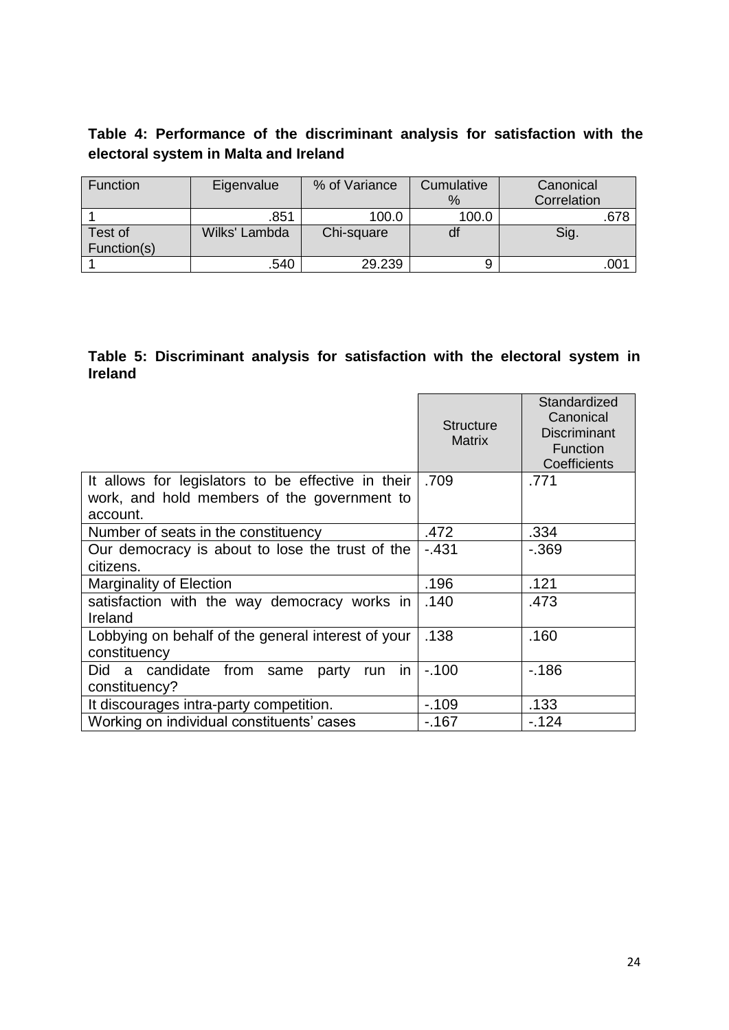**Table 4: Performance of the discriminant analysis for satisfaction with the electoral system in Malta and Ireland**

| Function | Eigenvalue | % of Variance | Cumulative % | Canonical Correlation |
|---|---|---|---|---|
| 1 | .851 | 100.0 | 100.0 | .678 |
| Test of Function(s) | Wilks' Lambda | Chi-square | df | Sig. |
| 1 | .540 | 29.239 | 9 | .001 |

**Table 5: Discriminant analysis for satisfaction with the electoral system in Ireland**

| | Structure Matrix | Standardized Canonical Discriminant Function Coefficients |
|---|---|---|
| It allows for legislators to be effective in their work, and hold members of the government to account. | .709 | .771 |
| Number of seats in the constituency | .472 | .334 |
| Our democracy is about to lose the trust of the citizens. | -.431 | -.369 |
| Marginality of Election | .196 | .121 |
| satisfaction with the way democracy works in Ireland | .140 | .473 |
| Lobbying on behalf of the general interest of your constituency | .138 | .160 |
| Did a candidate from same party run in constituency? | -.100 | -.186 |
| It discourages intra-party competition. | -.109 | .133 |
| Working on individual constituents' cases | -.167 | -.124 |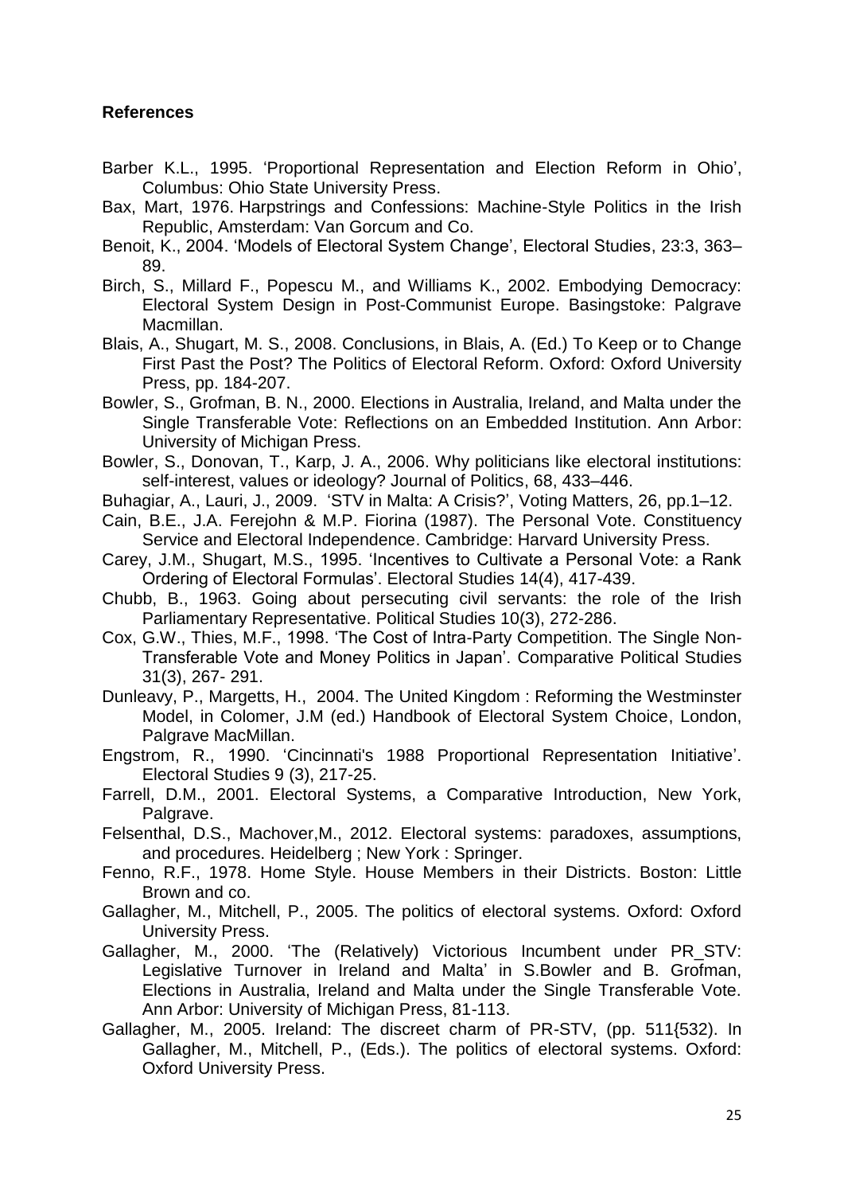**References**

Barber K.L., 1995. 'Proportional Representation and Election Reform in Ohio', Columbus: Ohio State University Press.

Bax, Mart, 1976. Harpstrings and Confessions: Machine-Style Politics in the Irish Republic, Amsterdam: Van Gorcum and Co.

Benoit, K., 2004. 'Models of Electoral System Change', Electoral Studies, 23:3, 363–89.

Birch, S., Millard F., Popescu M., and Williams K., 2002. Embodying Democracy: Electoral System Design in Post-Communist Europe. Basingstoke: Palgrave Macmillan.

Blais, A., Shugart, M. S., 2008. Conclusions, in Blais, A. (Ed.) To Keep or to Change First Past the Post? The Politics of Electoral Reform. Oxford: Oxford University Press, pp. 184-207.

Bowler, S., Grofman, B. N., 2000. Elections in Australia, Ireland, and Malta under the Single Transferable Vote: Reflections on an Embedded Institution. Ann Arbor: University of Michigan Press.

Bowler, S., Donovan, T., Karp, J. A., 2006. Why politicians like electoral institutions: self-interest, values or ideology? Journal of Politics, 68, 433–446.

Buhagiar, A., Lauri, J., 2009. 'STV in Malta: A Crisis?', Voting Matters, 26, pp.1–12.

Cain, B.E., J.A. Ferejohn & M.P. Fiorina (1987). The Personal Vote. Constituency Service and Electoral Independence. Cambridge: Harvard University Press.

Carey, J.M., Shugart, M.S., 1995. 'Incentives to Cultivate a Personal Vote: a Rank Ordering of Electoral Formulas'. Electoral Studies 14(4), 417-439.

Chubb, B., 1963. Going about persecuting civil servants: the role of the Irish Parliamentary Representative. Political Studies 10(3), 272-286.

Cox, G.W., Thies, M.F., 1998. 'The Cost of Intra-Party Competition. The Single Non-Transferable Vote and Money Politics in Japan'. Comparative Political Studies 31(3), 267- 291.

Dunleavy, P., Margetts, H., 2004. The United Kingdom : Reforming the Westminster Model, in Colomer, J.M (ed.) Handbook of Electoral System Choice, London, Palgrave MacMillan.

Engstrom, R., 1990. 'Cincinnati's 1988 Proportional Representation Initiative'. Electoral Studies 9 (3), 217-25.

Farrell, D.M., 2001. Electoral Systems, a Comparative Introduction, New York, Palgrave.

Felsenthal, D.S., Machover,M., 2012. Electoral systems: paradoxes, assumptions, and procedures. Heidelberg ; New York : Springer.

Fenno, R.F., 1978. Home Style. House Members in their Districts. Boston: Little Brown and co.

Gallagher, M., Mitchell, P., 2005. The politics of electoral systems. Oxford: Oxford University Press.

Gallagher, M., 2000. 'The (Relatively) Victorious Incumbent under PR_STV: Legislative Turnover in Ireland and Malta' in S.Bowler and B. Grofman, Elections in Australia, Ireland and Malta under the Single Transferable Vote. Ann Arbor: University of Michigan Press, 81-113.

Gallagher, M., 2005. Ireland: The discreet charm of PR-STV, (pp. 511{532). In Gallagher, M., Mitchell, P., (Eds.). The politics of electoral systems. Oxford: Oxford University Press.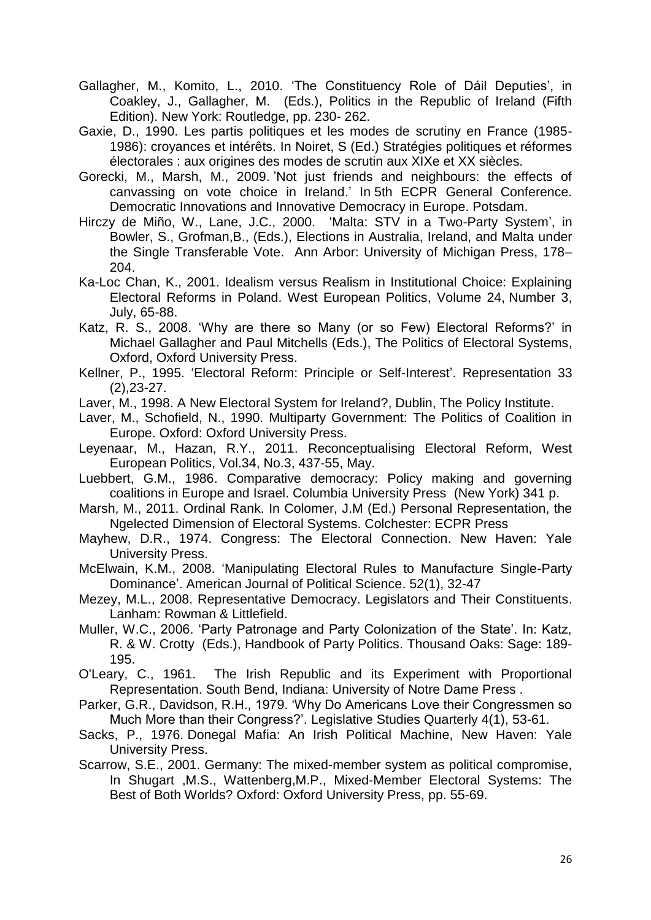Gallagher, M., Komito, L., 2010. 'The Constituency Role of Dáil Deputies', in Coakley, J., Gallagher, M. (Eds.), Politics in the Republic of Ireland (Fifth Edition). New York: Routledge, pp. 230- 262.

Gaxie, D., 1990. Les partis politiques et les modes de scrutiny en France (1985-1986): croyances et intérêts. In Noiret, S (Ed.) Stratégies politiques et réformes électorales : aux origines des modes de scrutin aux XIXe et XX siècles.

Gorecki, M., Marsh, M., 2009. 'Not just friends and neighbours: the effects of canvassing on vote choice in Ireland.' In 5th ECPR General Conference. Democratic Innovations and Innovative Democracy in Europe. Potsdam.

Hirczy de Miño, W., Lane, J.C., 2000. 'Malta: STV in a Two-Party System', in Bowler, S., Grofman,B., (Eds.), Elections in Australia, Ireland, and Malta under the Single Transferable Vote. Ann Arbor: University of Michigan Press, 178–204.

Ka-Loc Chan, K., 2001. Idealism versus Realism in Institutional Choice: Explaining Electoral Reforms in Poland. West European Politics, Volume 24, Number 3, July, 65-88.

Katz, R. S., 2008. 'Why are there so Many (or so Few) Electoral Reforms?' in Michael Gallagher and Paul Mitchells (Eds.), The Politics of Electoral Systems, Oxford, Oxford University Press.

Kellner, P., 1995. 'Electoral Reform: Principle or Self-Interest'. Representation 33 (2),23-27.

Laver, M., 1998. A New Electoral System for Ireland?, Dublin, The Policy Institute.

Laver, M., Schofield, N., 1990. Multiparty Government: The Politics of Coalition in Europe. Oxford: Oxford University Press.

Leyenaar, M., Hazan, R.Y., 2011. Reconceptualising Electoral Reform, West European Politics, Vol.34, No.3, 437-55, May.

Luebbert, G.M., 1986. Comparative democracy: Policy making and governing coalitions in Europe and Israel. Columbia University Press (New York) 341 p.

Marsh, M., 2011. Ordinal Rank. In Colomer, J.M (Ed.) Personal Representation, the Ngelected Dimension of Electoral Systems. Colchester: ECPR Press

Mayhew, D.R., 1974. Congress: The Electoral Connection. New Haven: Yale University Press.

McElwain, K.M., 2008. 'Manipulating Electoral Rules to Manufacture Single-Party Dominance'. American Journal of Political Science. 52(1), 32-47

Mezey, M.L., 2008. Representative Democracy. Legislators and Their Constituents. Lanham: Rowman & Littlefield.

Muller, W.C., 2006. 'Party Patronage and Party Colonization of the State'. In: Katz, R. & W. Crotty (Eds.), Handbook of Party Politics. Thousand Oaks: Sage: 189-195.

O'Leary, C., 1961. The Irish Republic and its Experiment with Proportional Representation. South Bend, Indiana: University of Notre Dame Press .

Parker, G.R., Davidson, R.H., 1979. 'Why Do Americans Love their Congressmen so Much More than their Congress?'. Legislative Studies Quarterly 4(1), 53-61.

Sacks, P., 1976. Donegal Mafia: An Irish Political Machine, New Haven: Yale University Press.

Scarrow, S.E., 2001. Germany: The mixed-member system as political compromise, In Shugart ,M.S., Wattenberg,M.P., Mixed-Member Electoral Systems: The Best of Both Worlds? Oxford: Oxford University Press, pp. 55-69.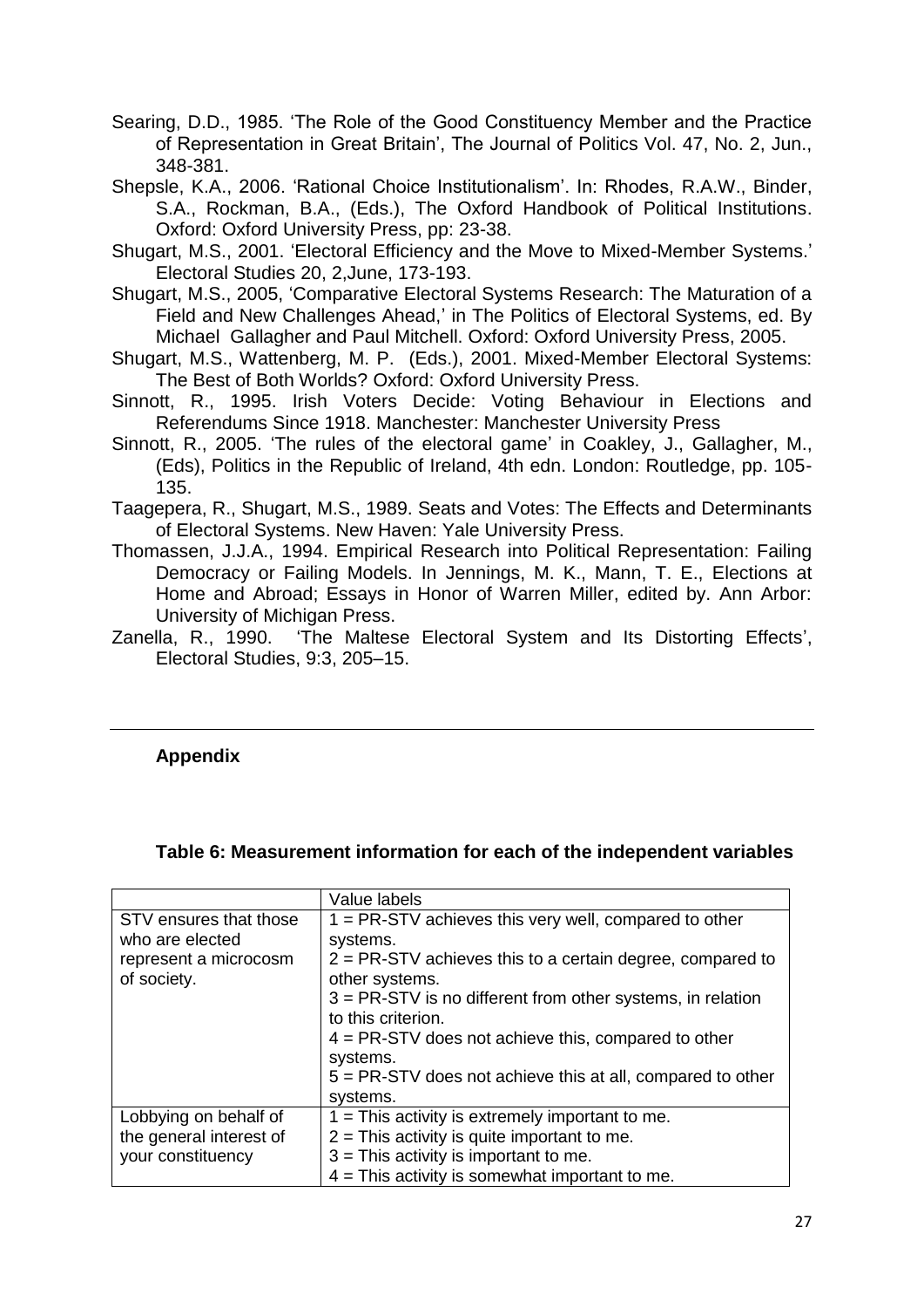Searing, D.D., 1985. 'The Role of the Good Constituency Member and the Practice of Representation in Great Britain', The Journal of Politics Vol. 47, No. 2, Jun., 348-381.

Shepsle, K.A., 2006. 'Rational Choice Institutionalism'. In: Rhodes, R.A.W., Binder, S.A., Rockman, B.A., (Eds.), The Oxford Handbook of Political Institutions. Oxford: Oxford University Press, pp: 23-38.

Shugart, M.S., 2001. 'Electoral Efficiency and the Move to Mixed-Member Systems.' Electoral Studies 20, 2,June, 173-193.

Shugart, M.S., 2005, 'Comparative Electoral Systems Research: The Maturation of a Field and New Challenges Ahead,' in The Politics of Electoral Systems, ed. By Michael Gallagher and Paul Mitchell. Oxford: Oxford University Press, 2005.

Shugart, M.S., Wattenberg, M. P. (Eds.), 2001. Mixed-Member Electoral Systems: The Best of Both Worlds? Oxford: Oxford University Press.

Sinnott, R., 1995. Irish Voters Decide: Voting Behaviour in Elections and Referendums Since 1918. Manchester: Manchester University Press

Sinnott, R., 2005. 'The rules of the electoral game' in Coakley, J., Gallagher, M., (Eds), Politics in the Republic of Ireland, 4th edn. London: Routledge, pp. 105-135.

Taagepera, R., Shugart, M.S., 1989. Seats and Votes: The Effects and Determinants of Electoral Systems. New Haven: Yale University Press.

Thomassen, J.J.A., 1994. Empirical Research into Political Representation: Failing Democracy or Failing Models. In Jennings, M. K., Mann, T. E., Elections at Home and Abroad; Essays in Honor of Warren Miller, edited by. Ann Arbor: University of Michigan Press.

Zanella, R., 1990. 'The Maltese Electoral System and Its Distorting Effects', Electoral Studies, 9:3, 205–15.

---

## Appendix

**Table 6: Measurement information for each of the independent variables**

| | Value labels |
|---|---|
| STV ensures that those who are elected represent a microcosm of society. | 1 = PR-STV achieves this very well, compared to other systems.<br>2 = PR-STV achieves this to a certain degree, compared to other systems.<br>3 = PR-STV is no different from other systems, in relation to this criterion.<br>4 = PR-STV does not achieve this, compared to other systems.<br>5 = PR-STV does not achieve this at all, compared to other systems. |
| Lobbying on behalf of the general interest of your constituency | 1 = This activity is extremely important to me.<br>2 = This activity is quite important to me.<br>3 = This activity is important to me.<br>4 = This activity is somewhat important to me. |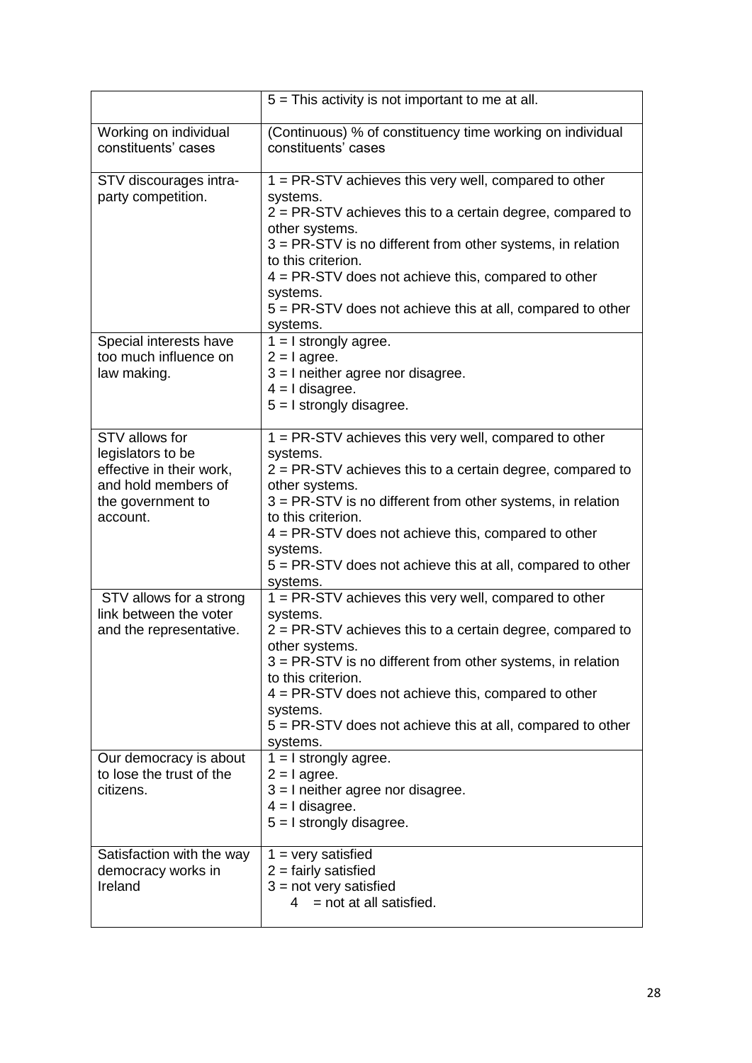| | |
|---|---|
| | 5 = This activity is not important to me at all. |
| Working on individual constituents' cases | (Continuous) % of constituency time working on individual constituents' cases |
| STV discourages intra-party competition. | 1 = PR-STV achieves this very well, compared to other systems.<br>2 = PR-STV achieves this to a certain degree, compared to other systems.<br>3 = PR-STV is no different from other systems, in relation to this criterion.<br>4 = PR-STV does not achieve this, compared to other systems.<br>5 = PR-STV does not achieve this at all, compared to other systems. |
| Special interests have too much influence on law making. | 1 = I strongly agree.<br>2 = I agree.<br>3 = I neither agree nor disagree.<br>4 = I disagree.<br>5 = I strongly disagree. |
| STV allows for legislators to be effective in their work, and hold members of the government to account. | 1 = PR-STV achieves this very well, compared to other systems.<br>2 = PR-STV achieves this to a certain degree, compared to other systems.<br>3 = PR-STV is no different from other systems, in relation to this criterion.<br>4 = PR-STV does not achieve this, compared to other systems.<br>5 = PR-STV does not achieve this at all, compared to other systems. |
| STV allows for a strong link between the voter and the representative. | 1 = PR-STV achieves this very well, compared to other systems.<br>2 = PR-STV achieves this to a certain degree, compared to other systems.<br>3 = PR-STV is no different from other systems, in relation to this criterion.<br>4 = PR-STV does not achieve this, compared to other systems.<br>5 = PR-STV does not achieve this at all, compared to other systems. |
| Our democracy is about to lose the trust of the citizens. | 1 = I strongly agree.<br>2 = I agree.<br>3 = I neither agree nor disagree.<br>4 = I disagree.<br>5 = I strongly disagree. |
| Satisfaction with the way democracy works in Ireland | 1 = very satisfied<br>2 = fairly satisfied<br>3 = not very satisfied<br>4 = not at all satisfied. |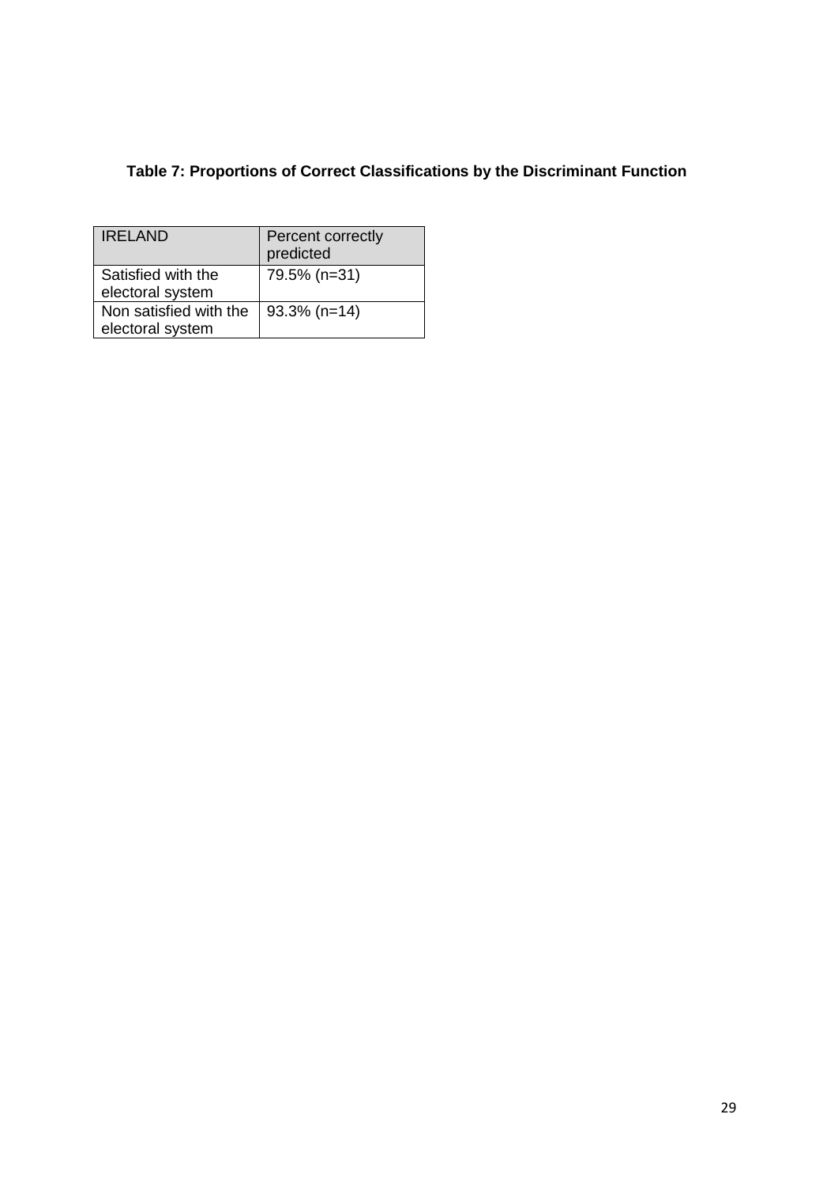**Table 7: Proportions of Correct Classifications by the Discriminant Function**

| IRELAND | Percent correctly predicted |
|---|---|
| Satisfied with the electoral system | 79.5% (n=31) |
| Non satisfied with the electoral system | 93.3% (n=14) |